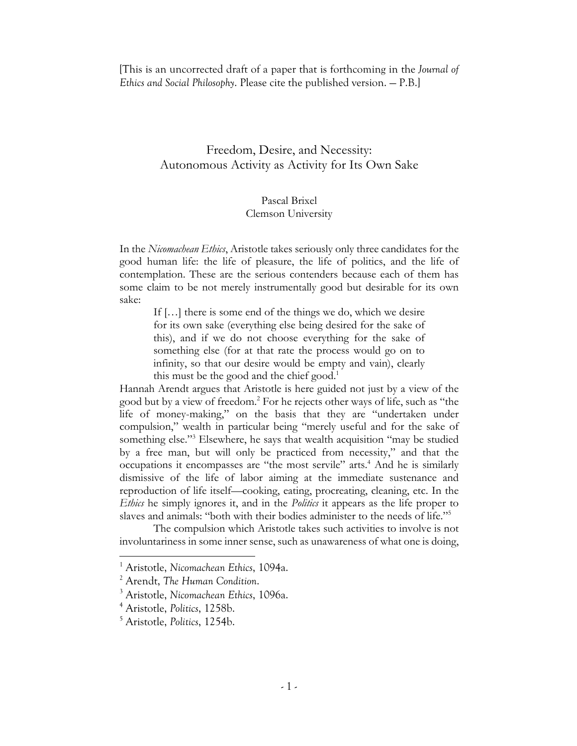[This is an uncorrected draft of a paper that is forthcoming in the *Journal of Ethics and Social Philosophy*. Please cite the published version. — P.B.]

# Freedom, Desire, and Necessity: Autonomous Activity as Activity for Its Own Sake

Pascal Brixel
Clemson University

In the *Nicomachean Ethics*, Aristotle takes seriously only three candidates for the good human life: the life of pleasure, the life of politics, and the life of contemplation. These are the serious contenders because each of them has some claim to be not merely instrumentally good but desirable for its own sake:

> If […] there is some end of the things we do, which we desire for its own sake (everything else being desired for the sake of this), and if we do not choose everything for the sake of something else (for at that rate the process would go on to infinity, so that our desire would be empty and vain), clearly this must be the good and the chief good.[1]

Hannah Arendt argues that Aristotle is here guided not just by a view of the good but by a view of freedom.[2] For he rejects other ways of life, such as "the life of money-making," on the basis that they are "undertaken under compulsion," wealth in particular being "merely useful and for the sake of something else."[3] Elsewhere, he says that wealth acquisition "may be studied by a free man, but will only be practiced from necessity," and that the occupations it encompasses are "the most servile" arts.[4] And he is similarly dismissive of the life of labor aiming at the immediate sustenance and reproduction of life itself—cooking, eating, procreating, cleaning, etc. In the *Ethics* he simply ignores it, and in the *Politics* it appears as the life proper to slaves and animals: "both with their bodies administer to the needs of life."[5]

The compulsion which Aristotle takes such activities to involve is not involuntariness in some inner sense, such as unawareness of what one is doing,

---

[1] Aristotle, *Nicomachean Ethics*, 1094a.

[2] Arendt, *The Human Condition*.

[3] Aristotle, *Nicomachean Ethics*, 1096a.

[4] Aristotle, *Politics*, 1258b.

[5] Aristotle, *Politics*, 1254b.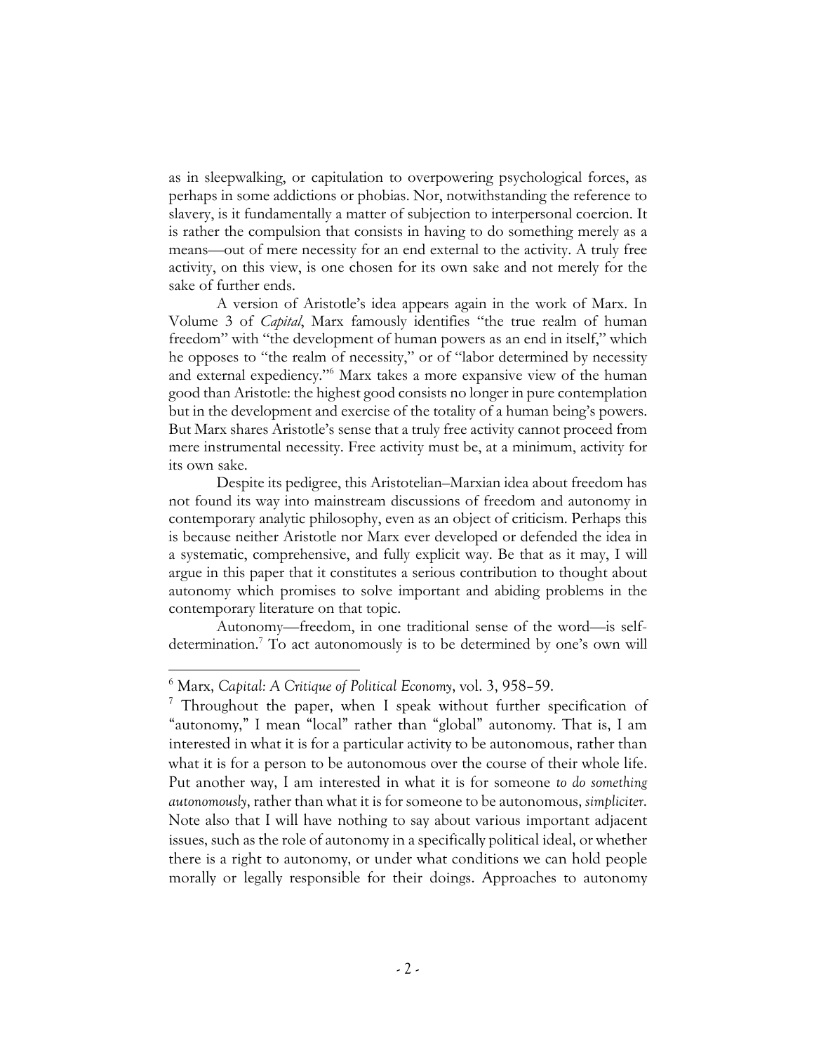as in sleepwalking, or capitulation to overpowering psychological forces, as perhaps in some addictions or phobias. Nor, notwithstanding the reference to slavery, is it fundamentally a matter of subjection to interpersonal coercion. It is rather the compulsion that consists in having to do something merely as a means—out of mere necessity for an end external to the activity. A truly free activity, on this view, is one chosen for its own sake and not merely for the sake of further ends.

A version of Aristotle's idea appears again in the work of Marx. In Volume 3 of *Capital*, Marx famously identifies "the true realm of human freedom" with "the development of human powers as an end in itself," which he opposes to "the realm of necessity," or of "labor determined by necessity and external expediency."[6] Marx takes a more expansive view of the human good than Aristotle: the highest good consists no longer in pure contemplation but in the development and exercise of the totality of a human being's powers. But Marx shares Aristotle's sense that a truly free activity cannot proceed from mere instrumental necessity. Free activity must be, at a minimum, activity for its own sake.

Despite its pedigree, this Aristotelian–Marxian idea about freedom has not found its way into mainstream discussions of freedom and autonomy in contemporary analytic philosophy, even as an object of criticism. Perhaps this is because neither Aristotle nor Marx ever developed or defended the idea in a systematic, comprehensive, and fully explicit way. Be that as it may, I will argue in this paper that it constitutes a serious contribution to thought about autonomy which promises to solve important and abiding problems in the contemporary literature on that topic.

Autonomy—freedom, in one traditional sense of the word—is self-determination.[7] To act autonomously is to be determined by one's own will

[6] Marx, *Capital: A Critique of Political Economy*, vol. 3, 958–59.

[7] Throughout the paper, when I speak without further specification of "autonomy," I mean "local" rather than "global" autonomy. That is, I am interested in what it is for a particular activity to be autonomous, rather than what it is for a person to be autonomous over the course of their whole life. Put another way, I am interested in what it is for someone *to do something autonomously*, rather than what it is for someone to be autonomous, *simpliciter*. Note also that I will have nothing to say about various important adjacent issues, such as the role of autonomy in a specifically political ideal, or whether there is a right to autonomy, or under what conditions we can hold people morally or legally responsible for their doings. Approaches to autonomy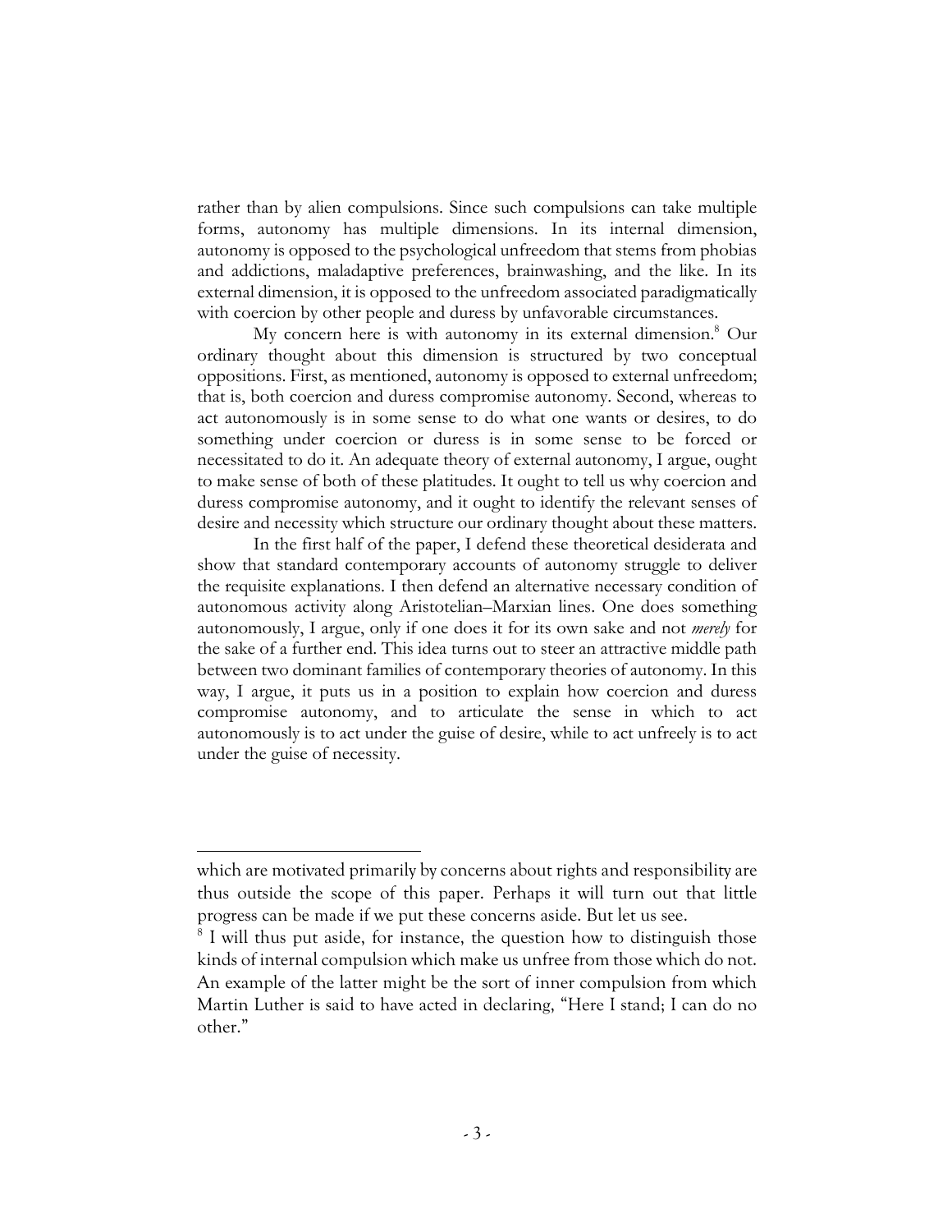rather than by alien compulsions. Since such compulsions can take multiple forms, autonomy has multiple dimensions. In its internal dimension, autonomy is opposed to the psychological unfreedom that stems from phobias and addictions, maladaptive preferences, brainwashing, and the like. In its external dimension, it is opposed to the unfreedom associated paradigmatically with coercion by other people and duress by unfavorable circumstances.

My concern here is with autonomy in its external dimension.[8] Our ordinary thought about this dimension is structured by two conceptual oppositions. First, as mentioned, autonomy is opposed to external unfreedom; that is, both coercion and duress compromise autonomy. Second, whereas to act autonomously is in some sense to do what one wants or desires, to do something under coercion or duress is in some sense to be forced or necessitated to do it. An adequate theory of external autonomy, I argue, ought to make sense of both of these platitudes. It ought to tell us why coercion and duress compromise autonomy, and it ought to identify the relevant senses of desire and necessity which structure our ordinary thought about these matters.

In the first half of the paper, I defend these theoretical desiderata and show that standard contemporary accounts of autonomy struggle to deliver the requisite explanations. I then defend an alternative necessary condition of autonomous activity along Aristotelian–Marxian lines. One does something autonomously, I argue, only if one does it for its own sake and not *merely* for the sake of a further end. This idea turns out to steer an attractive middle path between two dominant families of contemporary theories of autonomy. In this way, I argue, it puts us in a position to explain how coercion and duress compromise autonomy, and to articulate the sense in which to act autonomously is to act under the guise of desire, while to act unfreely is to act under the guise of necessity.

---

which are motivated primarily by concerns about rights and responsibility are thus outside the scope of this paper. Perhaps it will turn out that little progress can be made if we put these concerns aside. But let us see.

[8] I will thus put aside, for instance, the question how to distinguish those kinds of internal compulsion which make us unfree from those which do not. An example of the latter might be the sort of inner compulsion from which Martin Luther is said to have acted in declaring, "Here I stand; I can do no other."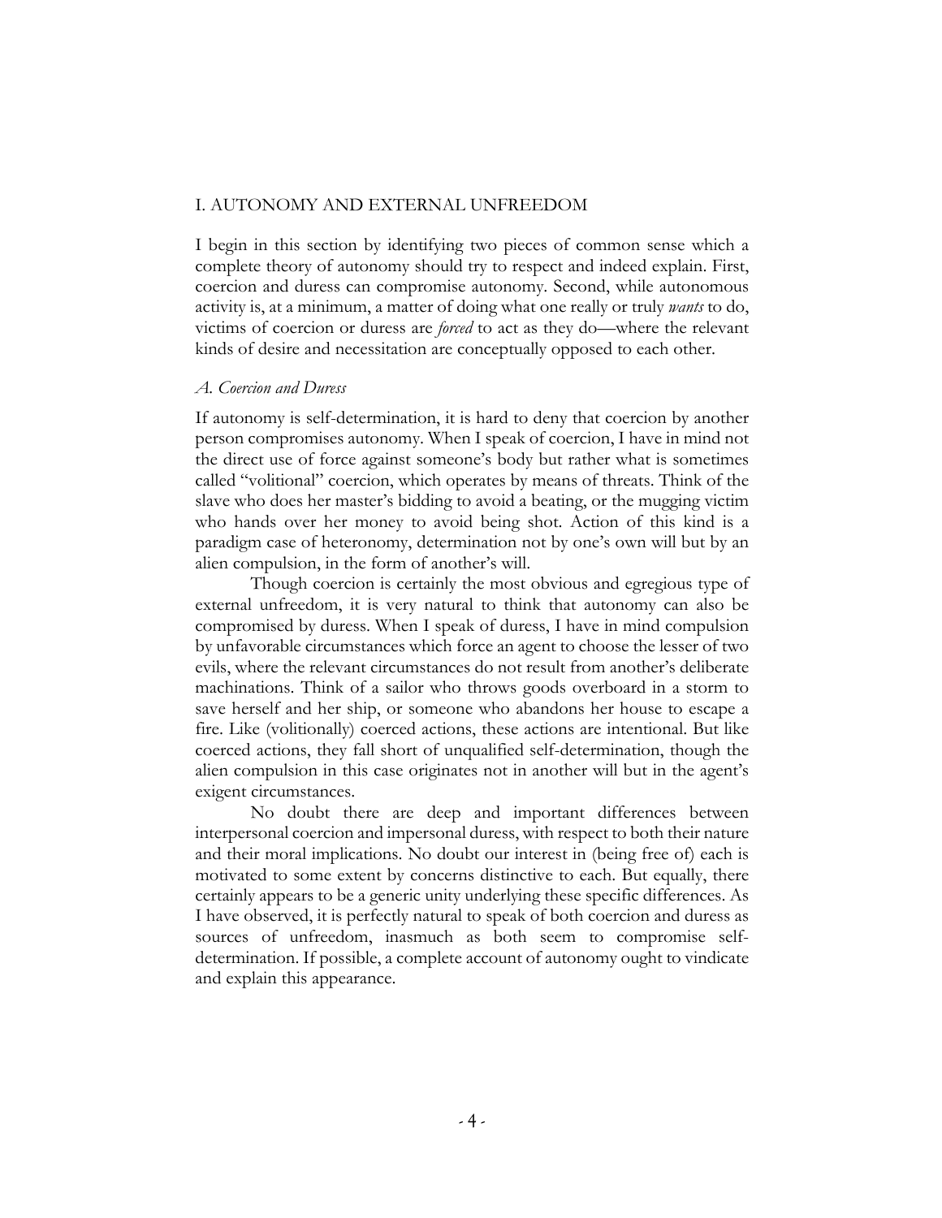## I. AUTONOMY AND EXTERNAL UNFREEDOM

I begin in this section by identifying two pieces of common sense which a complete theory of autonomy should try to respect and indeed explain. First, coercion and duress can compromise autonomy. Second, while autonomous activity is, at a minimum, a matter of doing what one really or truly *wants* to do, victims of coercion or duress are *forced* to act as they do—where the relevant kinds of desire and necessitation are conceptually opposed to each other.

### *A. Coercion and Duress*

If autonomy is self-determination, it is hard to deny that coercion by another person compromises autonomy. When I speak of coercion, I have in mind not the direct use of force against someone's body but rather what is sometimes called "volitional" coercion, which operates by means of threats. Think of the slave who does her master's bidding to avoid a beating, or the mugging victim who hands over her money to avoid being shot. Action of this kind is a paradigm case of heteronomy, determination not by one's own will but by an alien compulsion, in the form of another's will.

Though coercion is certainly the most obvious and egregious type of external unfreedom, it is very natural to think that autonomy can also be compromised by duress. When I speak of duress, I have in mind compulsion by unfavorable circumstances which force an agent to choose the lesser of two evils, where the relevant circumstances do not result from another's deliberate machinations. Think of a sailor who throws goods overboard in a storm to save herself and her ship, or someone who abandons her house to escape a fire. Like (volitionally) coerced actions, these actions are intentional. But like coerced actions, they fall short of unqualified self-determination, though the alien compulsion in this case originates not in another will but in the agent's exigent circumstances.

No doubt there are deep and important differences between interpersonal coercion and impersonal duress, with respect to both their nature and their moral implications. No doubt our interest in (being free of) each is motivated to some extent by concerns distinctive to each. But equally, there certainly appears to be a generic unity underlying these specific differences. As I have observed, it is perfectly natural to speak of both coercion and duress as sources of unfreedom, inasmuch as both seem to compromise self-determination. If possible, a complete account of autonomy ought to vindicate and explain this appearance.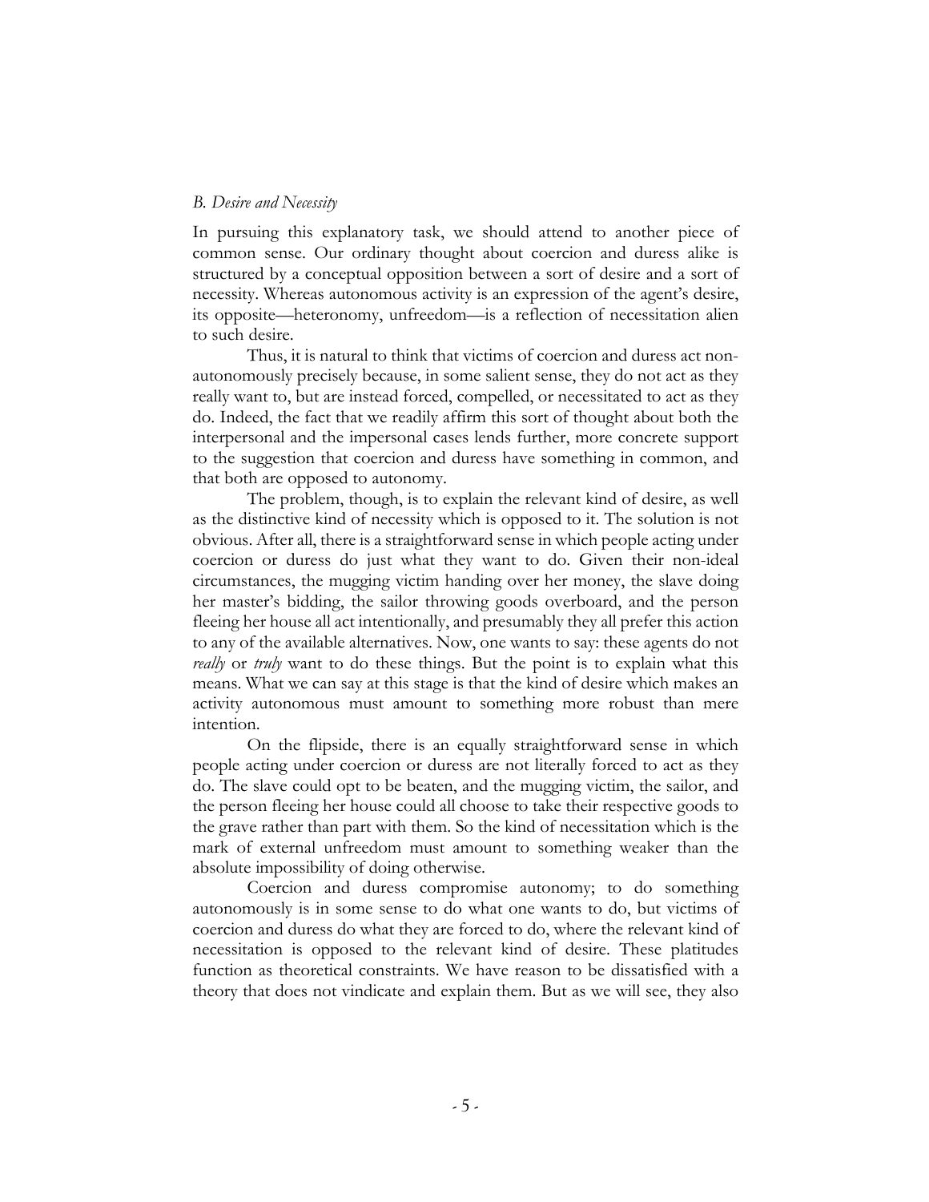### *B. Desire and Necessity*

In pursuing this explanatory task, we should attend to another piece of common sense. Our ordinary thought about coercion and duress alike is structured by a conceptual opposition between a sort of desire and a sort of necessity. Whereas autonomous activity is an expression of the agent's desire, its opposite—heteronomy, unfreedom—is a reflection of necessitation alien to such desire.

Thus, it is natural to think that victims of coercion and duress act non-autonomously precisely because, in some salient sense, they do not act as they really want to, but are instead forced, compelled, or necessitated to act as they do. Indeed, the fact that we readily affirm this sort of thought about both the interpersonal and the impersonal cases lends further, more concrete support to the suggestion that coercion and duress have something in common, and that both are opposed to autonomy.

The problem, though, is to explain the relevant kind of desire, as well as the distinctive kind of necessity which is opposed to it. The solution is not obvious. After all, there is a straightforward sense in which people acting under coercion or duress do just what they want to do. Given their non-ideal circumstances, the mugging victim handing over her money, the slave doing her master's bidding, the sailor throwing goods overboard, and the person fleeing her house all act intentionally, and presumably they all prefer this action to any of the available alternatives. Now, one wants to say: these agents do not *really* or *truly* want to do these things. But the point is to explain what this means. What we can say at this stage is that the kind of desire which makes an activity autonomous must amount to something more robust than mere intention.

On the flipside, there is an equally straightforward sense in which people acting under coercion or duress are not literally forced to act as they do. The slave could opt to be beaten, and the mugging victim, the sailor, and the person fleeing her house could all choose to take their respective goods to the grave rather than part with them. So the kind of necessitation which is the mark of external unfreedom must amount to something weaker than the absolute impossibility of doing otherwise.

Coercion and duress compromise autonomy; to do something autonomously is in some sense to do what one wants to do, but victims of coercion and duress do what they are forced to do, where the relevant kind of necessitation is opposed to the relevant kind of desire. These platitudes function as theoretical constraints. We have reason to be dissatisfied with a theory that does not vindicate and explain them. But as we will see, they also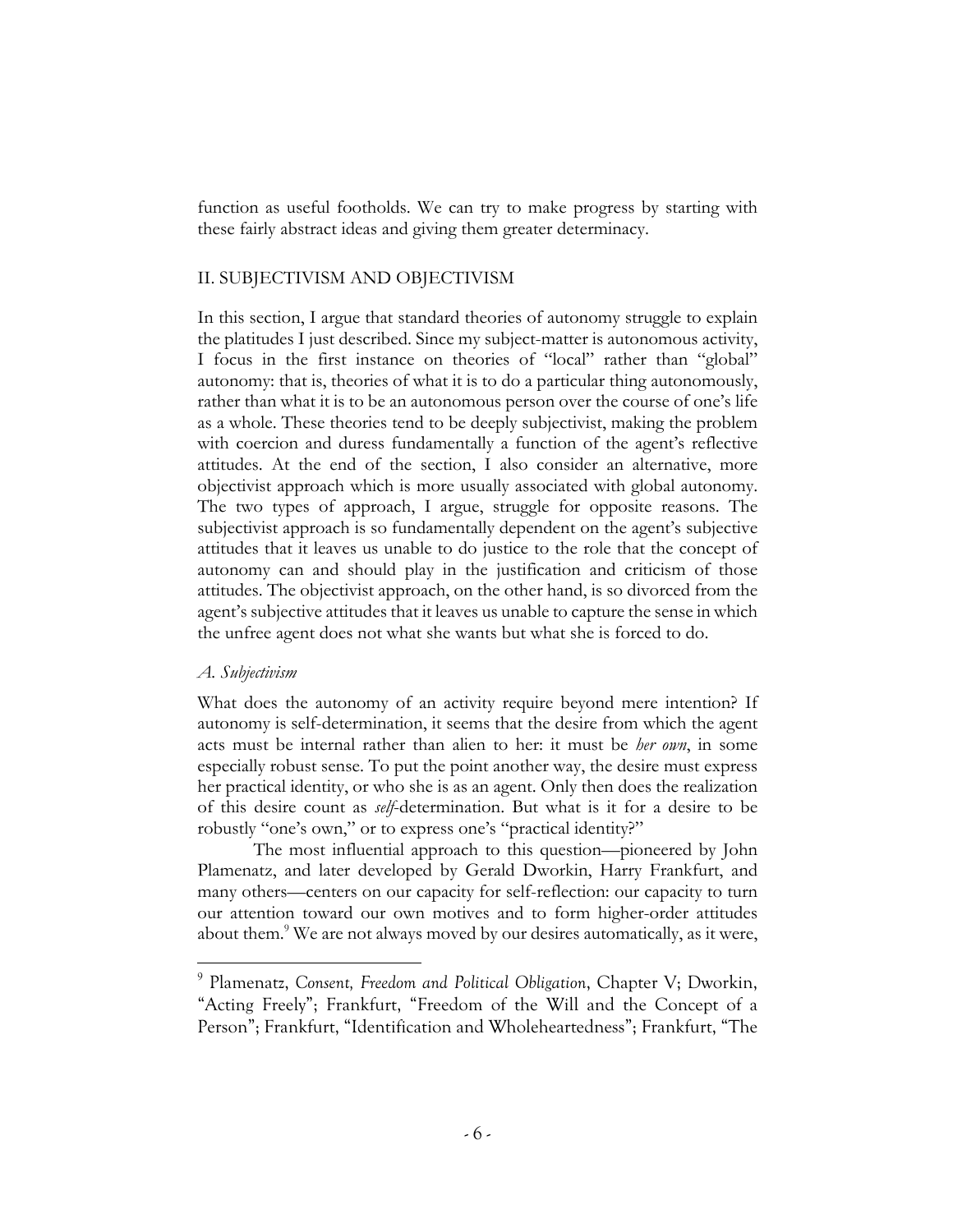function as useful footholds. We can try to make progress by starting with these fairly abstract ideas and giving them greater determinacy.

## II. SUBJECTIVISM AND OBJECTIVISM

In this section, I argue that standard theories of autonomy struggle to explain the platitudes I just described. Since my subject-matter is autonomous activity, I focus in the first instance on theories of "local" rather than "global" autonomy: that is, theories of what it is to do a particular thing autonomously, rather than what it is to be an autonomous person over the course of one's life as a whole. These theories tend to be deeply subjectivist, making the problem with coercion and duress fundamentally a function of the agent's reflective attitudes. At the end of the section, I also consider an alternative, more objectivist approach which is more usually associated with global autonomy. The two types of approach, I argue, struggle for opposite reasons. The subjectivist approach is so fundamentally dependent on the agent's subjective attitudes that it leaves us unable to do justice to the role that the concept of autonomy can and should play in the justification and criticism of those attitudes. The objectivist approach, on the other hand, is so divorced from the agent's subjective attitudes that it leaves us unable to capture the sense in which the unfree agent does not what she wants but what she is forced to do.

### *A. Subjectivism*

What does the autonomy of an activity require beyond mere intention? If autonomy is self-determination, it seems that the desire from which the agent acts must be internal rather than alien to her: it must be *her own*, in some especially robust sense. To put the point another way, the desire must express her practical identity, or who she is as an agent. Only then does the realization of this desire count as *self*-determination. But what is it for a desire to be robustly "one's own," or to express one's "practical identity?"

The most influential approach to this question—pioneered by John Plamenatz, and later developed by Gerald Dworkin, Harry Frankfurt, and many others—centers on our capacity for self-reflection: our capacity to turn our attention toward our own motives and to form higher-order attitudes about them.[9] We are not always moved by our desires automatically, as it were,

---

[9] Plamenatz, *Consent, Freedom and Political Obligation*, Chapter V; Dworkin, "Acting Freely"; Frankfurt, "Freedom of the Will and the Concept of a Person"; Frankfurt, "Identification and Wholeheartedness"; Frankfurt, "The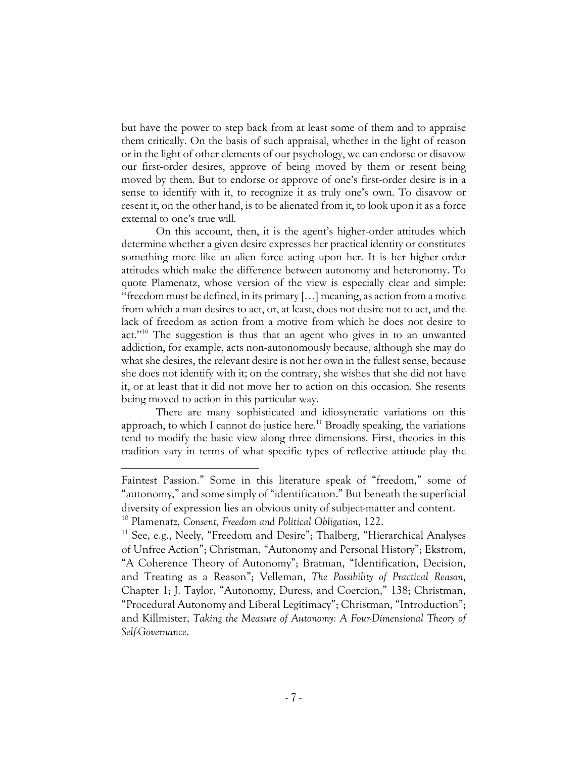but have the power to step back from at least some of them and to appraise them critically. On the basis of such appraisal, whether in the light of reason or in the light of other elements of our psychology, we can endorse or disavow our first-order desires, approve of being moved by them or resent being moved by them. But to endorse or approve of one's first-order desire is in a sense to identify with it, to recognize it as truly one's own. To disavow or resent it, on the other hand, is to be alienated from it, to look upon it as a force external to one's true will.

On this account, then, it is the agent's higher-order attitudes which determine whether a given desire expresses her practical identity or constitutes something more like an alien force acting upon her. It is her higher-order attitudes which make the difference between autonomy and heteronomy. To quote Plamenatz, whose version of the view is especially clear and simple: "freedom must be defined, in its primary […] meaning, as action from a motive from which a man desires to act, or, at least, does not desire not to act, and the lack of freedom as action from a motive from which he does not desire to act."[10] The suggestion is thus that an agent who gives in to an unwanted addiction, for example, acts non-autonomously because, although she may do what she desires, the relevant desire is not her own in the fullest sense, because she does not identify with it; on the contrary, she wishes that she did not have it, or at least that it did not move her to action on this occasion. She resents being moved to action in this particular way.

There are many sophisticated and idiosyncratic variations on this approach, to which I cannot do justice here.[11] Broadly speaking, the variations tend to modify the basic view along three dimensions. First, theories in this tradition vary in terms of what specific types of reflective attitude play the

---

Faintest Passion." Some in this literature speak of "freedom," some of "autonomy," and some simply of "identification." But beneath the superficial diversity of expression lies an obvious unity of subject-matter and content.

[10] Plamenatz, *Consent, Freedom and Political Obligation*, 122.

[11] See, e.g., Neely, "Freedom and Desire"; Thalberg, "Hierarchical Analyses of Unfree Action"; Christman, "Autonomy and Personal History"; Ekstrom, "A Coherence Theory of Autonomy"; Bratman, "Identification, Decision, and Treating as a Reason"; Velleman, *The Possibility of Practical Reason*, Chapter 1; J. Taylor, "Autonomy, Duress, and Coercion," 138; Christman, "Procedural Autonomy and Liberal Legitimacy"; Christman, "Introduction"; and Killmister, *Taking the Measure of Autonomy: A Four-Dimensional Theory of Self-Governance*.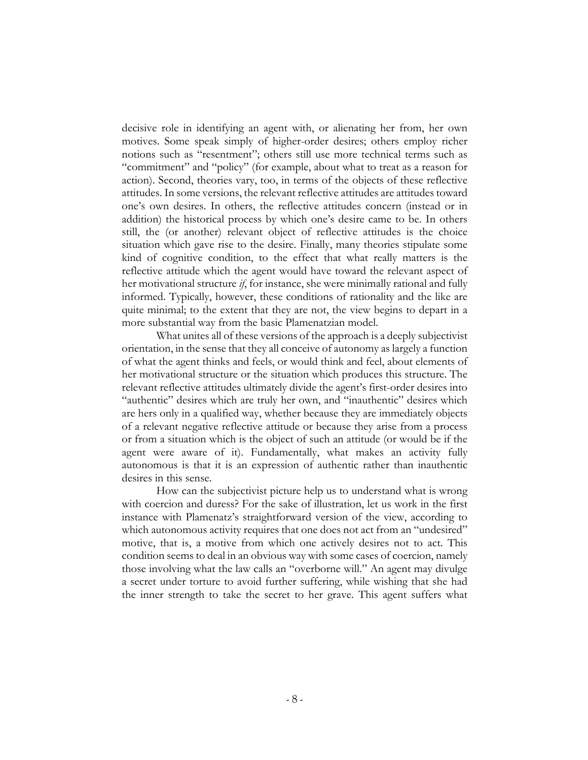decisive role in identifying an agent with, or alienating her from, her own motives. Some speak simply of higher-order desires; others employ richer notions such as "resentment"; others still use more technical terms such as "commitment" and "policy" (for example, about what to treat as a reason for action). Second, theories vary, too, in terms of the objects of these reflective attitudes. In some versions, the relevant reflective attitudes are attitudes toward one's own desires. In others, the reflective attitudes concern (instead or in addition) the historical process by which one's desire came to be. In others still, the (or another) relevant object of reflective attitudes is the choice situation which gave rise to the desire. Finally, many theories stipulate some kind of cognitive condition, to the effect that what really matters is the reflective attitude which the agent would have toward the relevant aspect of her motivational structure *if*, for instance, she were minimally rational and fully informed. Typically, however, these conditions of rationality and the like are quite minimal; to the extent that they are not, the view begins to depart in a more substantial way from the basic Plamenatzian model.

What unites all of these versions of the approach is a deeply subjectivist orientation, in the sense that they all conceive of autonomy as largely a function of what the agent thinks and feels, or would think and feel, about elements of her motivational structure or the situation which produces this structure. The relevant reflective attitudes ultimately divide the agent's first-order desires into "authentic" desires which are truly her own, and "inauthentic" desires which are hers only in a qualified way, whether because they are immediately objects of a relevant negative reflective attitude or because they arise from a process or from a situation which is the object of such an attitude (or would be if the agent were aware of it). Fundamentally, what makes an activity fully autonomous is that it is an expression of authentic rather than inauthentic desires in this sense.

How can the subjectivist picture help us to understand what is wrong with coercion and duress? For the sake of illustration, let us work in the first instance with Plamenatz's straightforward version of the view, according to which autonomous activity requires that one does not act from an "undesired" motive, that is, a motive from which one actively desires not to act. This condition seems to deal in an obvious way with some cases of coercion, namely those involving what the law calls an "overborne will." An agent may divulge a secret under torture to avoid further suffering, while wishing that she had the inner strength to take the secret to her grave. This agent suffers what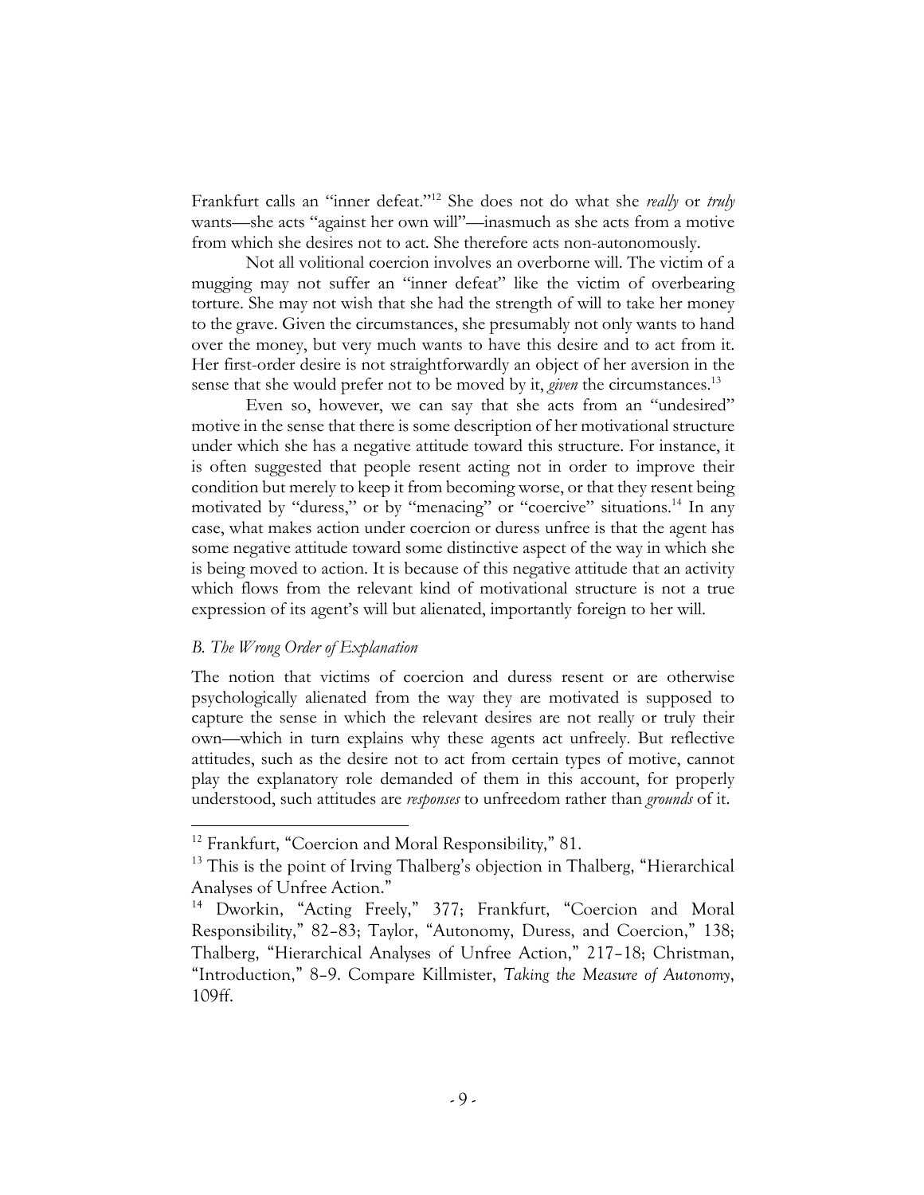Frankfurt calls an "inner defeat."[12] She does not do what she *really* or *truly* wants—she acts "against her own will"—inasmuch as she acts from a motive from which she desires not to act. She therefore acts non-autonomously.

Not all volitional coercion involves an overborne will. The victim of a mugging may not suffer an "inner defeat" like the victim of overbearing torture. She may not wish that she had the strength of will to take her money to the grave. Given the circumstances, she presumably not only wants to hand over the money, but very much wants to have this desire and to act from it. Her first-order desire is not straightforwardly an object of her aversion in the sense that she would prefer not to be moved by it, *given* the circumstances.[13]

Even so, however, we can say that she acts from an "undesired" motive in the sense that there is some description of her motivational structure under which she has a negative attitude toward this structure. For instance, it is often suggested that people resent acting not in order to improve their condition but merely to keep it from becoming worse, or that they resent being motivated by "duress," or by "menacing" or "coercive" situations.[14] In any case, what makes action under coercion or duress unfree is that the agent has some negative attitude toward some distinctive aspect of the way in which she is being moved to action. It is because of this negative attitude that an activity which flows from the relevant kind of motivational structure is not a true expression of its agent's will but alienated, importantly foreign to her will.

### *B. The Wrong Order of Explanation*

The notion that victims of coercion and duress resent or are otherwise psychologically alienated from the way they are motivated is supposed to capture the sense in which the relevant desires are not really or truly their own—which in turn explains why these agents act unfreely. But reflective attitudes, such as the desire not to act from certain types of motive, cannot play the explanatory role demanded of them in this account, for properly understood, such attitudes are *responses* to unfreedom rather than *grounds* of it.

---

[12] Frankfurt, "Coercion and Moral Responsibility," 81.

[13] This is the point of Irving Thalberg's objection in Thalberg, "Hierarchical Analyses of Unfree Action."

[14] Dworkin, "Acting Freely," 377; Frankfurt, "Coercion and Moral Responsibility," 82–83; Taylor, "Autonomy, Duress, and Coercion," 138; Thalberg, "Hierarchical Analyses of Unfree Action," 217–18; Christman, "Introduction," 8–9. Compare Killmister, *Taking the Measure of Autonomy*, 109ff.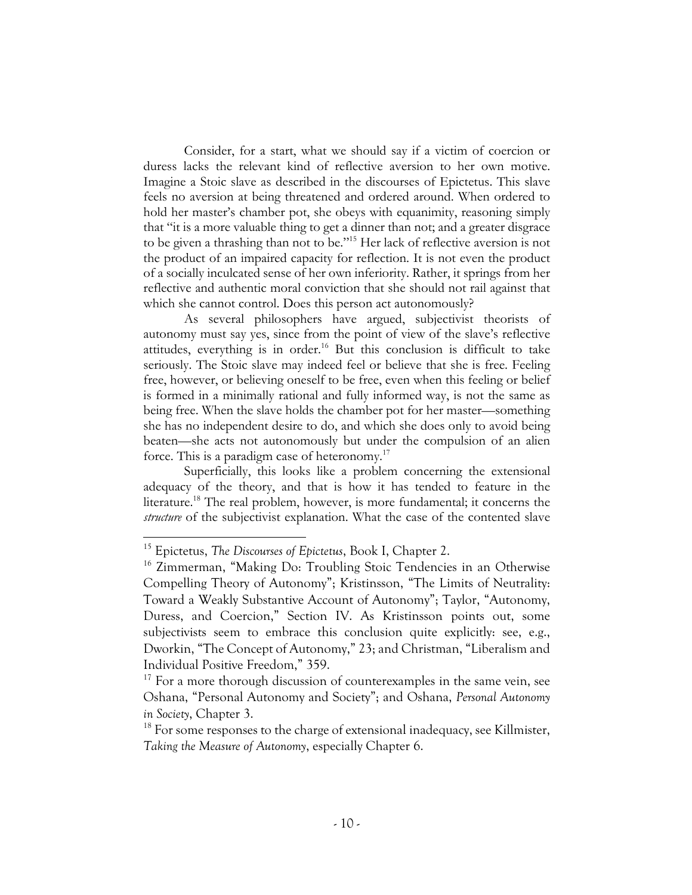Consider, for a start, what we should say if a victim of coercion or duress lacks the relevant kind of reflective aversion to her own motive. Imagine a Stoic slave as described in the discourses of Epictetus. This slave feels no aversion at being threatened and ordered around. When ordered to hold her master's chamber pot, she obeys with equanimity, reasoning simply that "it is a more valuable thing to get a dinner than not; and a greater disgrace to be given a thrashing than not to be."[15] Her lack of reflective aversion is not the product of an impaired capacity for reflection. It is not even the product of a socially inculcated sense of her own inferiority. Rather, it springs from her reflective and authentic moral conviction that she should not rail against that which she cannot control. Does this person act autonomously?

As several philosophers have argued, subjectivist theorists of autonomy must say yes, since from the point of view of the slave's reflective attitudes, everything is in order.[16] But this conclusion is difficult to take seriously. The Stoic slave may indeed feel or believe that she is free. Feeling free, however, or believing oneself to be free, even when this feeling or belief is formed in a minimally rational and fully informed way, is not the same as being free. When the slave holds the chamber pot for her master—something she has no independent desire to do, and which she does only to avoid being beaten—she acts not autonomously but under the compulsion of an alien force. This is a paradigm case of heteronomy.[17]

Superficially, this looks like a problem concerning the extensional adequacy of the theory, and that is how it has tended to feature in the literature.[18] The real problem, however, is more fundamental; it concerns the *structure* of the subjectivist explanation. What the case of the contented slave

---

[15] Epictetus, *The Discourses of Epictetus*, Book I, Chapter 2.

[16] Zimmerman, "Making Do: Troubling Stoic Tendencies in an Otherwise Compelling Theory of Autonomy"; Kristinsson, "The Limits of Neutrality: Toward a Weakly Substantive Account of Autonomy"; Taylor, "Autonomy, Duress, and Coercion," Section IV. As Kristinsson points out, some subjectivists seem to embrace this conclusion quite explicitly: see, e.g., Dworkin, "The Concept of Autonomy," 23; and Christman, "Liberalism and Individual Positive Freedom," 359.

[17] For a more thorough discussion of counterexamples in the same vein, see Oshana, "Personal Autonomy and Society"; and Oshana, *Personal Autonomy in Society*, Chapter 3.

[18] For some responses to the charge of extensional inadequacy, see Killmister, *Taking the Measure of Autonomy*, especially Chapter 6.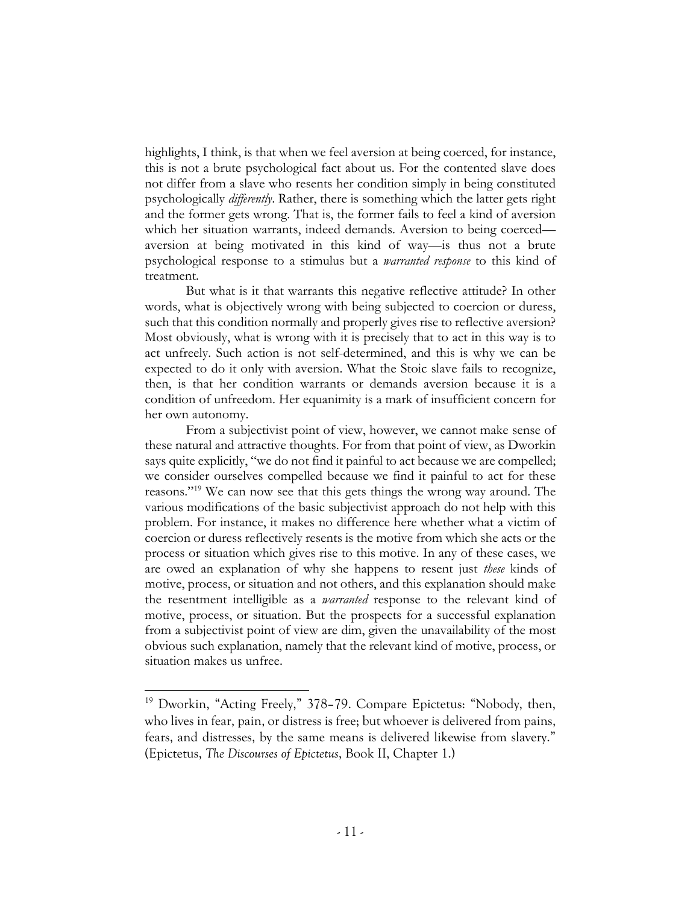highlights, I think, is that when we feel aversion at being coerced, for instance, this is not a brute psychological fact about us. For the contented slave does not differ from a slave who resents her condition simply in being constituted psychologically *differently*. Rather, there is something which the latter gets right and the former gets wrong. That is, the former fails to feel a kind of aversion which her situation warrants, indeed demands. Aversion to being coerced—aversion at being motivated in this kind of way—is thus not a brute psychological response to a stimulus but a *warranted response* to this kind of treatment.

But what is it that warrants this negative reflective attitude? In other words, what is objectively wrong with being subjected to coercion or duress, such that this condition normally and properly gives rise to reflective aversion? Most obviously, what is wrong with it is precisely that to act in this way is to act unfreely. Such action is not self-determined, and this is why we can be expected to do it only with aversion. What the Stoic slave fails to recognize, then, is that her condition warrants or demands aversion because it is a condition of unfreedom. Her equanimity is a mark of insufficient concern for her own autonomy.

From a subjectivist point of view, however, we cannot make sense of these natural and attractive thoughts. For from that point of view, as Dworkin says quite explicitly, "we do not find it painful to act because we are compelled; we consider ourselves compelled because we find it painful to act for these reasons."[19] We can now see that this gets things the wrong way around. The various modifications of the basic subjectivist approach do not help with this problem. For instance, it makes no difference here whether what a victim of coercion or duress reflectively resents is the motive from which she acts or the process or situation which gives rise to this motive. In any of these cases, we are owed an explanation of why she happens to resent just *these* kinds of motive, process, or situation and not others, and this explanation should make the resentment intelligible as a *warranted* response to the relevant kind of motive, process, or situation. But the prospects for a successful explanation from a subjectivist point of view are dim, given the unavailability of the most obvious such explanation, namely that the relevant kind of motive, process, or situation makes us unfree.

---

[19] Dworkin, "Acting Freely," 378–79. Compare Epictetus: "Nobody, then, who lives in fear, pain, or distress is free; but whoever is delivered from pains, fears, and distresses, by the same means is delivered likewise from slavery." (Epictetus, *The Discourses of Epictetus*, Book II, Chapter 1.)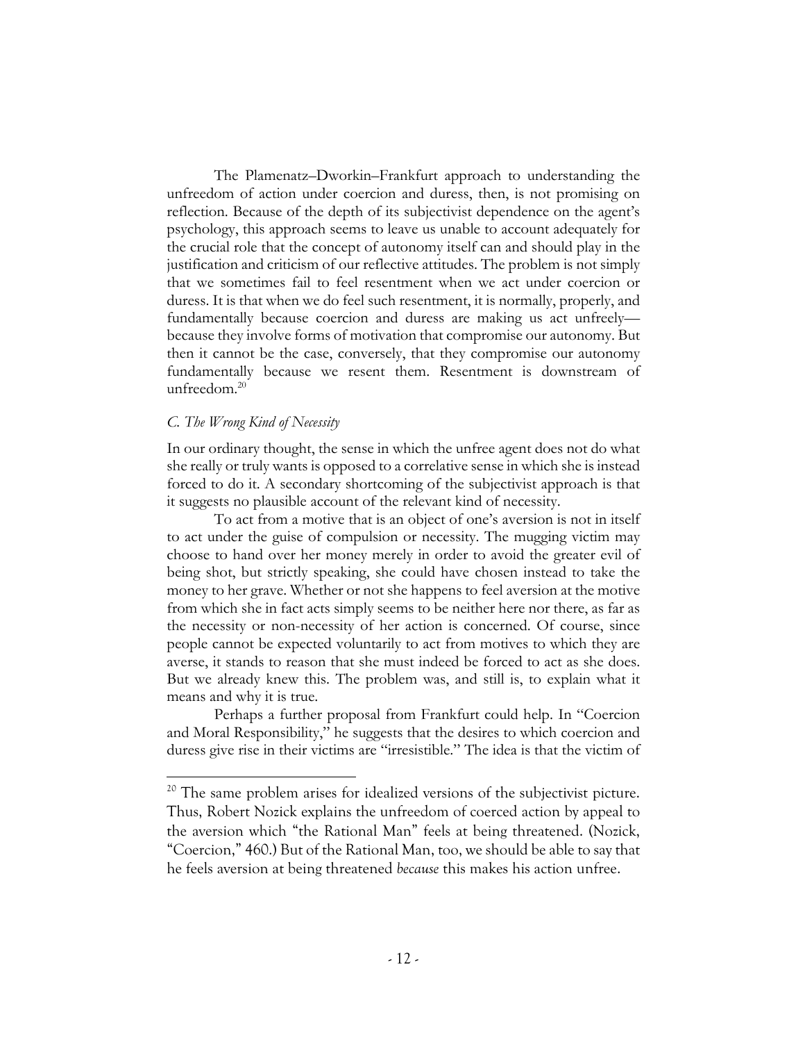The Plamenatz–Dworkin–Frankfurt approach to understanding the unfreedom of action under coercion and duress, then, is not promising on reflection. Because of the depth of its subjectivist dependence on the agent's psychology, this approach seems to leave us unable to account adequately for the crucial role that the concept of autonomy itself can and should play in the justification and criticism of our reflective attitudes. The problem is not simply that we sometimes fail to feel resentment when we act under coercion or duress. It is that when we do feel such resentment, it is normally, properly, and fundamentally because coercion and duress are making us act unfreely—because they involve forms of motivation that compromise our autonomy. But then it cannot be the case, conversely, that they compromise our autonomy fundamentally because we resent them. Resentment is downstream of unfreedom.[20]

### *C. The Wrong Kind of Necessity*

In our ordinary thought, the sense in which the unfree agent does not do what she really or truly wants is opposed to a correlative sense in which she is instead forced to do it. A secondary shortcoming of the subjectivist approach is that it suggests no plausible account of the relevant kind of necessity.

To act from a motive that is an object of one's aversion is not in itself to act under the guise of compulsion or necessity. The mugging victim may choose to hand over her money merely in order to avoid the greater evil of being shot, but strictly speaking, she could have chosen instead to take the money to her grave. Whether or not she happens to feel aversion at the motive from which she in fact acts simply seems to be neither here nor there, as far as the necessity or non-necessity of her action is concerned. Of course, since people cannot be expected voluntarily to act from motives to which they are averse, it stands to reason that she must indeed be forced to act as she does. But we already knew this. The problem was, and still is, to explain what it means and why it is true.

Perhaps a further proposal from Frankfurt could help. In "Coercion and Moral Responsibility," he suggests that the desires to which coercion and duress give rise in their victims are "irresistible." The idea is that the victim of

---

[20] The same problem arises for idealized versions of the subjectivist picture. Thus, Robert Nozick explains the unfreedom of coerced action by appeal to the aversion which "the Rational Man" feels at being threatened. (Nozick, "Coercion," 460.) But of the Rational Man, too, we should be able to say that he feels aversion at being threatened *because* this makes his action unfree.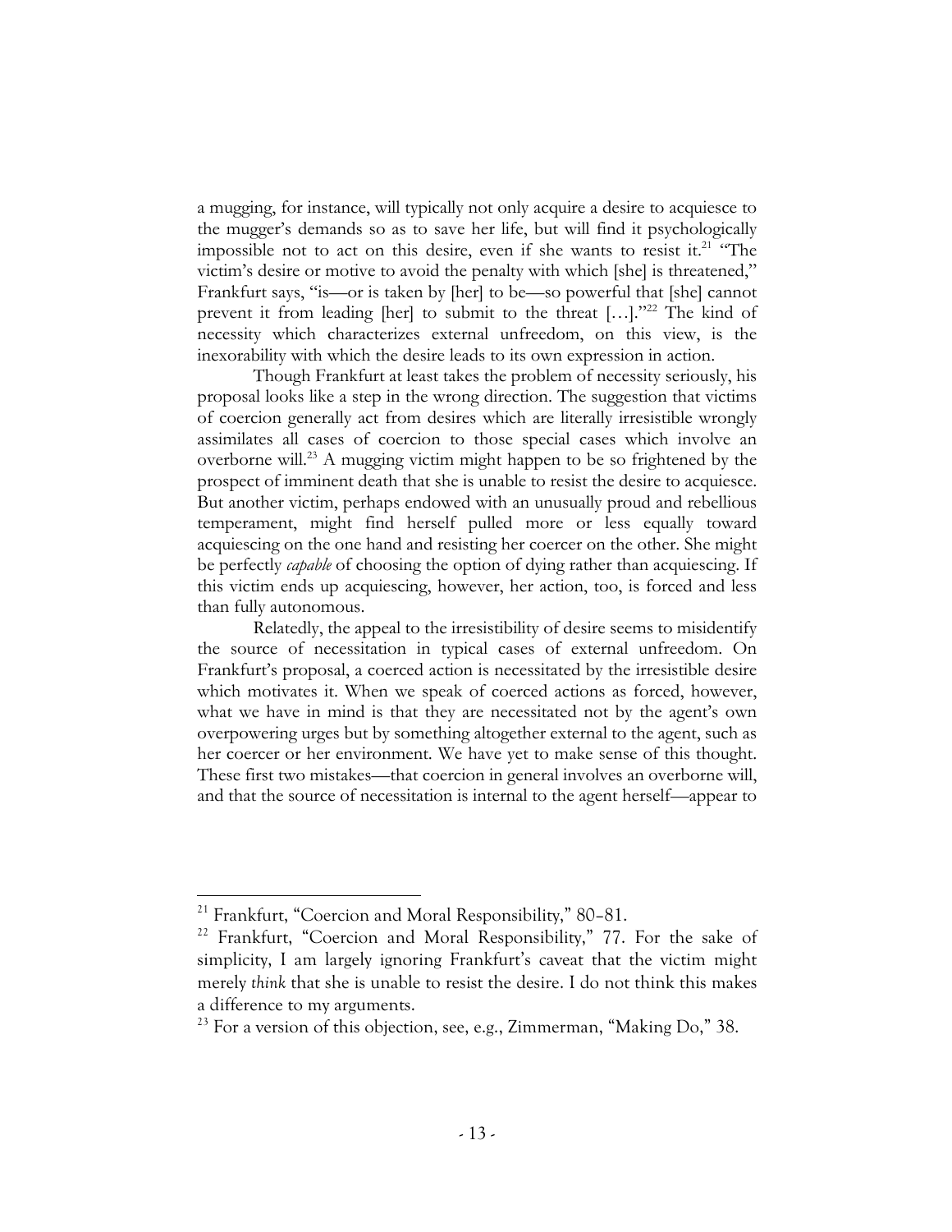a mugging, for instance, will typically not only acquire a desire to acquiesce to the mugger's demands so as to save her life, but will find it psychologically impossible not to act on this desire, even if she wants to resist it.[21] "The victim's desire or motive to avoid the penalty with which [she] is threatened," Frankfurt says, "is—or is taken by [her] to be—so powerful that [she] cannot prevent it from leading [her] to submit to the threat […]."[22] The kind of necessity which characterizes external unfreedom, on this view, is the inexorability with which the desire leads to its own expression in action.

Though Frankfurt at least takes the problem of necessity seriously, his proposal looks like a step in the wrong direction. The suggestion that victims of coercion generally act from desires which are literally irresistible wrongly assimilates all cases of coercion to those special cases which involve an overborne will.[23] A mugging victim might happen to be so frightened by the prospect of imminent death that she is unable to resist the desire to acquiesce. But another victim, perhaps endowed with an unusually proud and rebellious temperament, might find herself pulled more or less equally toward acquiescing on the one hand and resisting her coercer on the other. She might be perfectly *capable* of choosing the option of dying rather than acquiescing. If this victim ends up acquiescing, however, her action, too, is forced and less than fully autonomous.

Relatedly, the appeal to the irresistibility of desire seems to misidentify the source of necessitation in typical cases of external unfreedom. On Frankfurt's proposal, a coerced action is necessitated by the irresistible desire which motivates it. When we speak of coerced actions as forced, however, what we have in mind is that they are necessitated not by the agent's own overpowering urges but by something altogether external to the agent, such as her coercer or her environment. We have yet to make sense of this thought. These first two mistakes—that coercion in general involves an overborne will, and that the source of necessitation is internal to the agent herself—appear to

---

[21] Frankfurt, "Coercion and Moral Responsibility," 80–81.

[22] Frankfurt, "Coercion and Moral Responsibility," 77. For the sake of simplicity, I am largely ignoring Frankfurt's caveat that the victim might merely *think* that she is unable to resist the desire. I do not think this makes a difference to my arguments.

[23] For a version of this objection, see, e.g., Zimmerman, "Making Do," 38.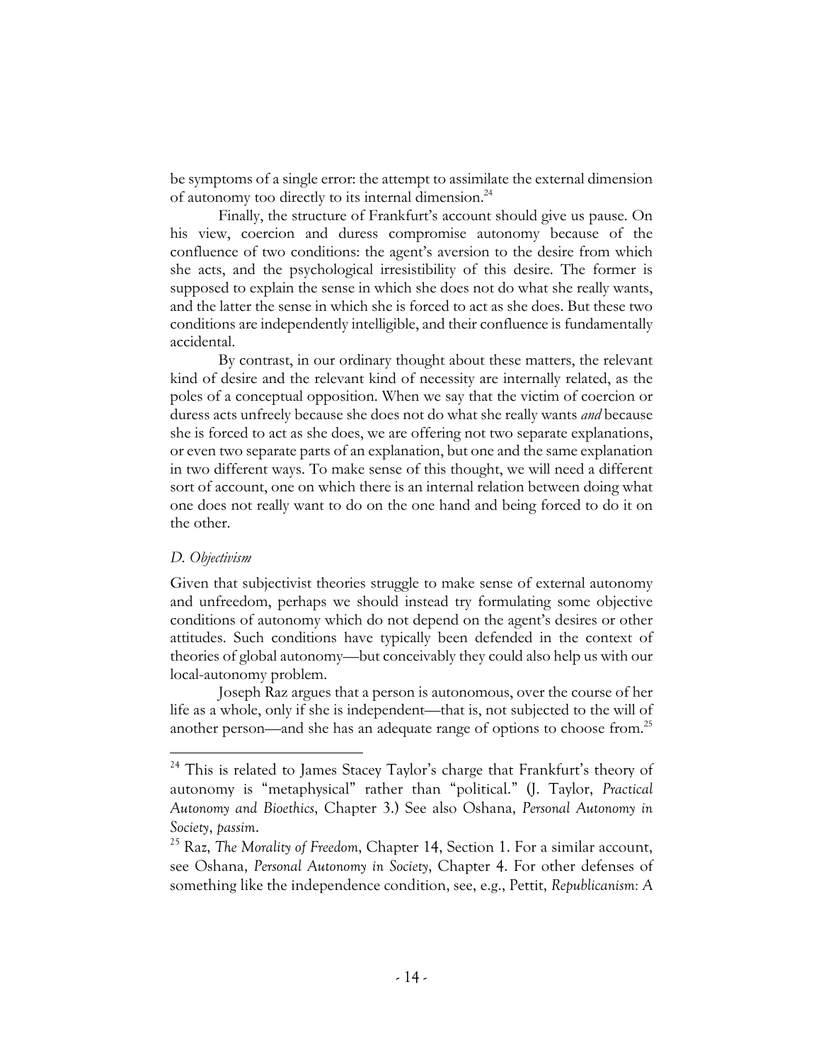be symptoms of a single error: the attempt to assimilate the external dimension of autonomy too directly to its internal dimension.[24]

Finally, the structure of Frankfurt's account should give us pause. On his view, coercion and duress compromise autonomy because of the confluence of two conditions: the agent's aversion to the desire from which she acts, and the psychological irresistibility of this desire. The former is supposed to explain the sense in which she does not do what she really wants, and the latter the sense in which she is forced to act as she does. But these two conditions are independently intelligible, and their confluence is fundamentally accidental.

By contrast, in our ordinary thought about these matters, the relevant kind of desire and the relevant kind of necessity are internally related, as the poles of a conceptual opposition. When we say that the victim of coercion or duress acts unfreely because she does not do what she really wants *and* because she is forced to act as she does, we are offering not two separate explanations, or even two separate parts of an explanation, but one and the same explanation in two different ways. To make sense of this thought, we will need a different sort of account, one on which there is an internal relation between doing what one does not really want to do on the one hand and being forced to do it on the other.

### *D. Objectivism*

Given that subjectivist theories struggle to make sense of external autonomy and unfreedom, perhaps we should instead try formulating some objective conditions of autonomy which do not depend on the agent's desires or other attitudes. Such conditions have typically been defended in the context of theories of global autonomy—but conceivably they could also help us with our local-autonomy problem.

Joseph Raz argues that a person is autonomous, over the course of her life as a whole, only if she is independent—that is, not subjected to the will of another person—and she has an adequate range of options to choose from.[25]

---

[24] This is related to James Stacey Taylor's charge that Frankfurt's theory of autonomy is "metaphysical" rather than "political." (J. Taylor, *Practical Autonomy and Bioethics*, Chapter 3.) See also Oshana, *Personal Autonomy in Society*, *passim*.

[25] Raz, *The Morality of Freedom*, Chapter 14, Section 1. For a similar account, see Oshana, *Personal Autonomy in Society*, Chapter 4. For other defenses of something like the independence condition, see, e.g., Pettit, *Republicanism: A*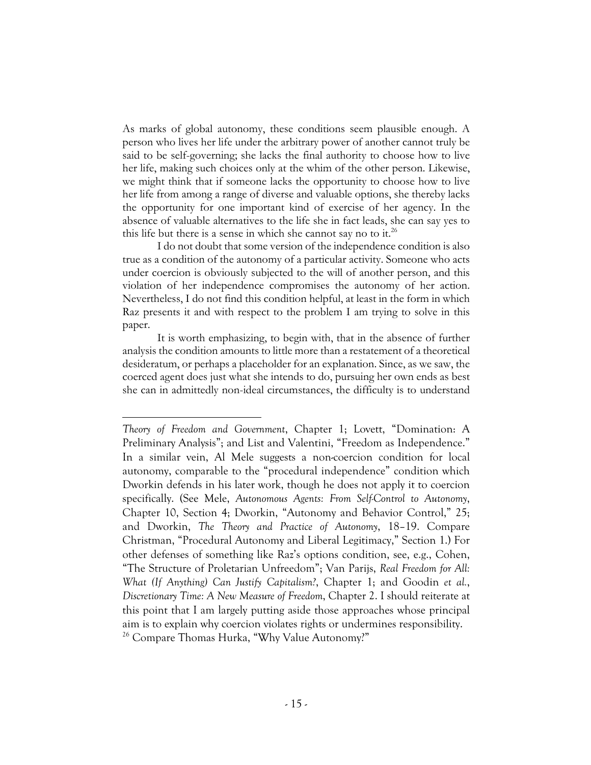As marks of global autonomy, these conditions seem plausible enough. A person who lives her life under the arbitrary power of another cannot truly be said to be self-governing; she lacks the final authority to choose how to live her life, making such choices only at the whim of the other person. Likewise, we might think that if someone lacks the opportunity to choose how to live her life from among a range of diverse and valuable options, she thereby lacks the opportunity for one important kind of exercise of her agency. In the absence of valuable alternatives to the life she in fact leads, she can say yes to this life but there is a sense in which she cannot say no to it.[26]

I do not doubt that some version of the independence condition is also true as a condition of the autonomy of a particular activity. Someone who acts under coercion is obviously subjected to the will of another person, and this violation of her independence compromises the autonomy of her action. Nevertheless, I do not find this condition helpful, at least in the form in which Raz presents it and with respect to the problem I am trying to solve in this paper.

It is worth emphasizing, to begin with, that in the absence of further analysis the condition amounts to little more than a restatement of a theoretical desideratum, or perhaps a placeholder for an explanation. Since, as we saw, the coerced agent does just what she intends to do, pursuing her own ends as best she can in admittedly non-ideal circumstances, the difficulty is to understand

---

*Theory of Freedom and Government*, Chapter 1; Lovett, "Domination: A Preliminary Analysis"; and List and Valentini, "Freedom as Independence." In a similar vein, Al Mele suggests a non-coercion condition for local autonomy, comparable to the "procedural independence" condition which Dworkin defends in his later work, though he does not apply it to coercion specifically. (See Mele, *Autonomous Agents: From Self-Control to Autonomy*, Chapter 10, Section 4; Dworkin, "Autonomy and Behavior Control," 25; and Dworkin, *The Theory and Practice of Autonomy*, 18–19. Compare Christman, "Procedural Autonomy and Liberal Legitimacy," Section 1.) For other defenses of something like Raz's options condition, see, e.g., Cohen, "The Structure of Proletarian Unfreedom"; Van Parijs, *Real Freedom for All: What (If Anything) Can Justify Capitalism?*, Chapter 1; and Goodin *et al.*, *Discretionary Time: A New Measure of Freedom*, Chapter 2. I should reiterate at this point that I am largely putting aside those approaches whose principal aim is to explain why coercion violates rights or undermines responsibility.

[26] Compare Thomas Hurka, "Why Value Autonomy?"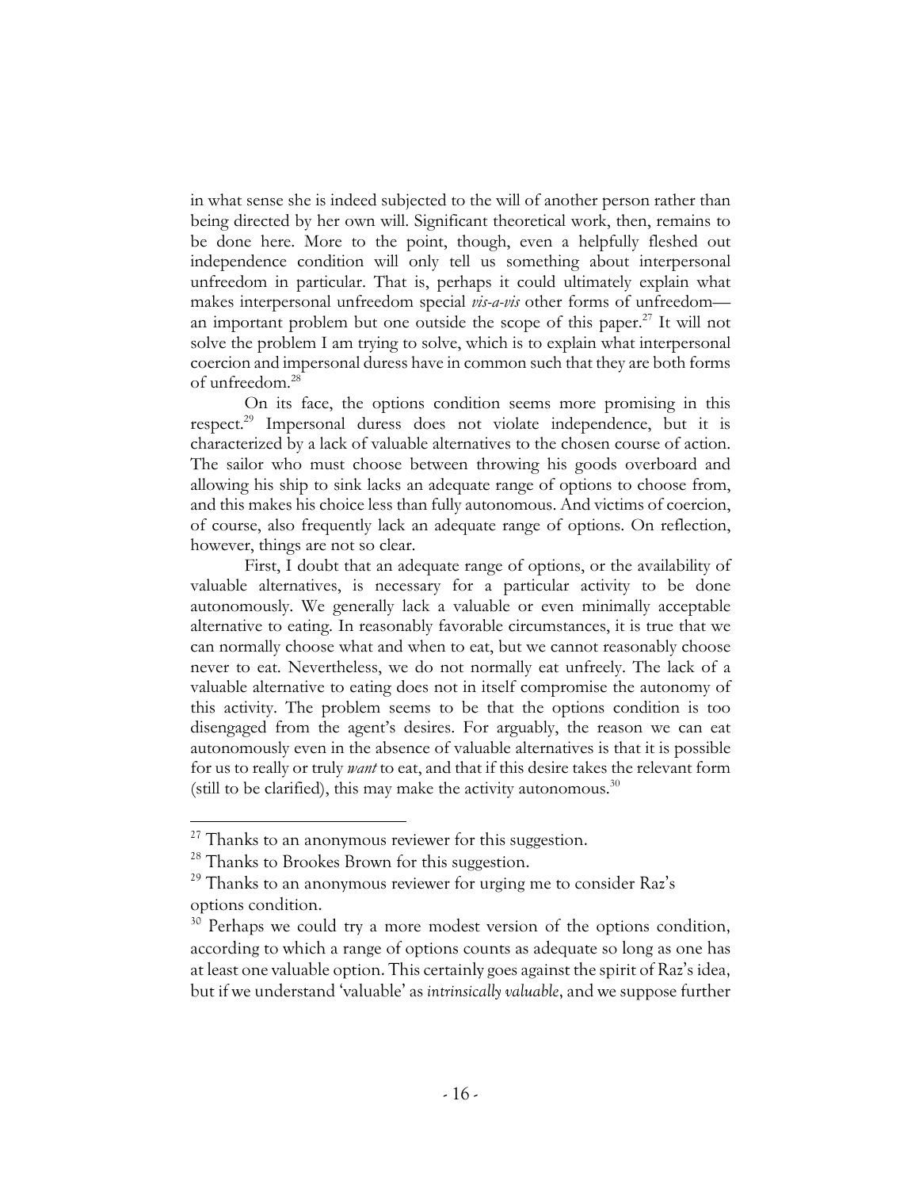in what sense she is indeed subjected to the will of another person rather than being directed by her own will. Significant theoretical work, then, remains to be done here. More to the point, though, even a helpfully fleshed out independence condition will only tell us something about interpersonal unfreedom in particular. That is, perhaps it could ultimately explain what makes interpersonal unfreedom special *vis-a-vis* other forms of unfreedom—an important problem but one outside the scope of this paper.[27] It will not solve the problem I am trying to solve, which is to explain what interpersonal coercion and impersonal duress have in common such that they are both forms of unfreedom.[28]

On its face, the options condition seems more promising in this respect.[29] Impersonal duress does not violate independence, but it is characterized by a lack of valuable alternatives to the chosen course of action. The sailor who must choose between throwing his goods overboard and allowing his ship to sink lacks an adequate range of options to choose from, and this makes his choice less than fully autonomous. And victims of coercion, of course, also frequently lack an adequate range of options. On reflection, however, things are not so clear.

First, I doubt that an adequate range of options, or the availability of valuable alternatives, is necessary for a particular activity to be done autonomously. We generally lack a valuable or even minimally acceptable alternative to eating. In reasonably favorable circumstances, it is true that we can normally choose what and when to eat, but we cannot reasonably choose never to eat. Nevertheless, we do not normally eat unfreely. The lack of a valuable alternative to eating does not in itself compromise the autonomy of this activity. The problem seems to be that the options condition is too disengaged from the agent's desires. For arguably, the reason we can eat autonomously even in the absence of valuable alternatives is that it is possible for us to really or truly *want* to eat, and that if this desire takes the relevant form (still to be clarified), this may make the activity autonomous.[30]

---

[27] Thanks to an anonymous reviewer for this suggestion.

[28] Thanks to Brookes Brown for this suggestion.

[29] Thanks to an anonymous reviewer for urging me to consider Raz's options condition.

[30] Perhaps we could try a more modest version of the options condition, according to which a range of options counts as adequate so long as one has at least one valuable option. This certainly goes against the spirit of Raz's idea, but if we understand 'valuable' as *intrinsically valuable*, and we suppose further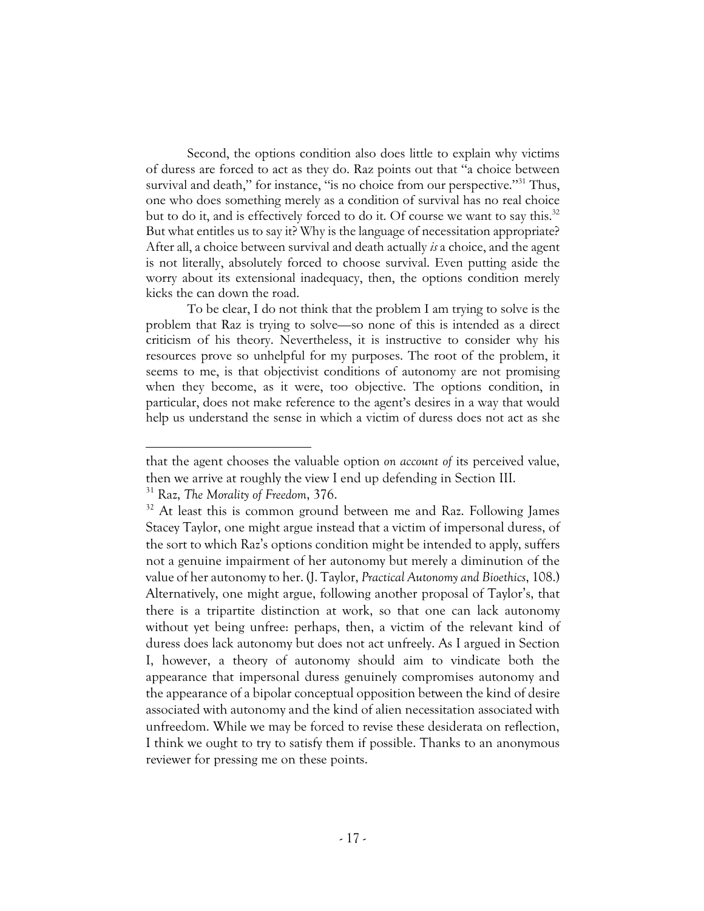Second, the options condition also does little to explain why victims of duress are forced to act as they do. Raz points out that "a choice between survival and death," for instance, "is no choice from our perspective."[31] Thus, one who does something merely as a condition of survival has no real choice but to do it, and is effectively forced to do it. Of course we want to say this.[32] But what entitles us to say it? Why is the language of necessitation appropriate? After all, a choice between survival and death actually *is* a choice, and the agent is not literally, absolutely forced to choose survival. Even putting aside the worry about its extensional inadequacy, then, the options condition merely kicks the can down the road.

To be clear, I do not think that the problem I am trying to solve is the problem that Raz is trying to solve—so none of this is intended as a direct criticism of his theory. Nevertheless, it is instructive to consider why his resources prove so unhelpful for my purposes. The root of the problem, it seems to me, is that objectivist conditions of autonomy are not promising when they become, as it were, too objective. The options condition, in particular, does not make reference to the agent's desires in a way that would help us understand the sense in which a victim of duress does not act as she

---

that the agent chooses the valuable option *on account of* its perceived value, then we arrive at roughly the view I end up defending in Section III.

[31] Raz, *The Morality of Freedom*, 376.

[32] At least this is common ground between me and Raz. Following James Stacey Taylor, one might argue instead that a victim of impersonal duress, of the sort to which Raz's options condition might be intended to apply, suffers not a genuine impairment of her autonomy but merely a diminution of the value of her autonomy to her. (J. Taylor, *Practical Autonomy and Bioethics*, 108.) Alternatively, one might argue, following another proposal of Taylor's, that there is a tripartite distinction at work, so that one can lack autonomy without yet being unfree: perhaps, then, a victim of the relevant kind of duress does lack autonomy but does not act unfreely. As I argued in Section I, however, a theory of autonomy should aim to vindicate both the appearance that impersonal duress genuinely compromises autonomy and the appearance of a bipolar conceptual opposition between the kind of desire associated with autonomy and the kind of alien necessitation associated with unfreedom. While we may be forced to revise these desiderata on reflection, I think we ought to try to satisfy them if possible. Thanks to an anonymous reviewer for pressing me on these points.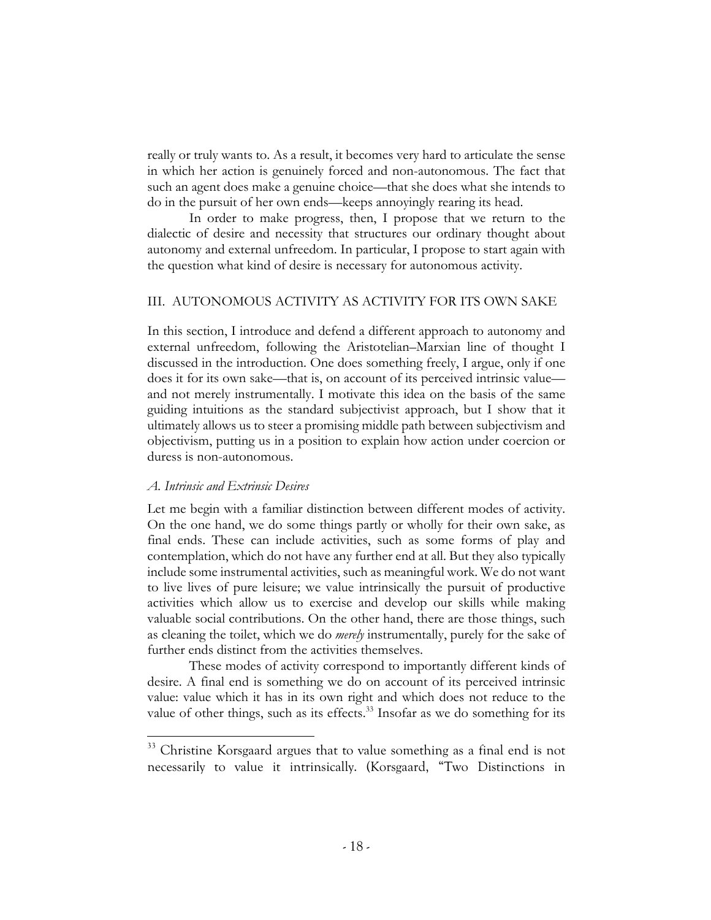really or truly wants to. As a result, it becomes very hard to articulate the sense in which her action is genuinely forced and non-autonomous. The fact that such an agent does make a genuine choice—that she does what she intends to do in the pursuit of her own ends—keeps annoyingly rearing its head.

In order to make progress, then, I propose that we return to the dialectic of desire and necessity that structures our ordinary thought about autonomy and external unfreedom. In particular, I propose to start again with the question what kind of desire is necessary for autonomous activity.

## III. AUTONOMOUS ACTIVITY AS ACTIVITY FOR ITS OWN SAKE

In this section, I introduce and defend a different approach to autonomy and external unfreedom, following the Aristotelian–Marxian line of thought I discussed in the introduction. One does something freely, I argue, only if one does it for its own sake—that is, on account of its perceived intrinsic value—and not merely instrumentally. I motivate this idea on the basis of the same guiding intuitions as the standard subjectivist approach, but I show that it ultimately allows us to steer a promising middle path between subjectivism and objectivism, putting us in a position to explain how action under coercion or duress is non-autonomous.

### *A. Intrinsic and Extrinsic Desires*

Let me begin with a familiar distinction between different modes of activity. On the one hand, we do some things partly or wholly for their own sake, as final ends. These can include activities, such as some forms of play and contemplation, which do not have any further end at all. But they also typically include some instrumental activities, such as meaningful work. We do not want to live lives of pure leisure; we value intrinsically the pursuit of productive activities which allow us to exercise and develop our skills while making valuable social contributions. On the other hand, there are those things, such as cleaning the toilet, which we do *merely* instrumentally, purely for the sake of further ends distinct from the activities themselves.

These modes of activity correspond to importantly different kinds of desire. A final end is something we do on account of its perceived intrinsic value: value which it has in its own right and which does not reduce to the value of other things, such as its effects.[33] Insofar as we do something for its

[33] Christine Korsgaard argues that to value something as a final end is not necessarily to value it intrinsically. (Korsgaard, "Two Distinctions in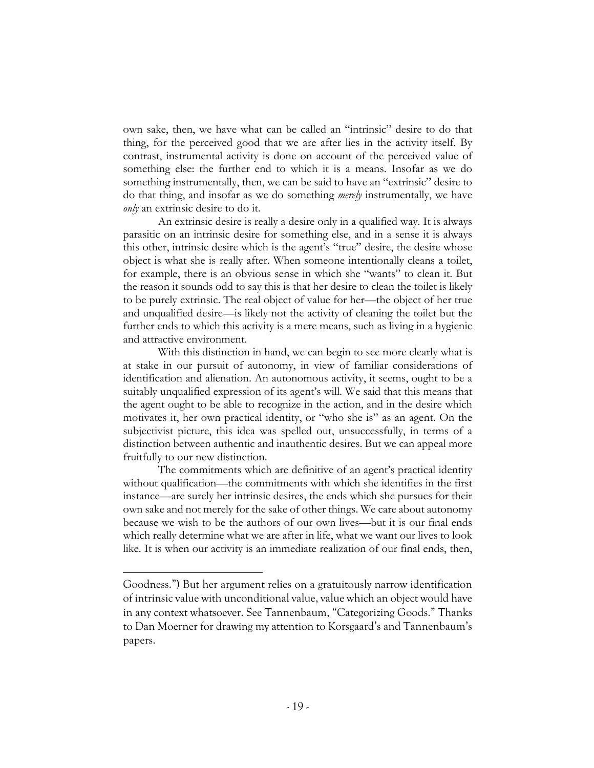own sake, then, we have what can be called an "intrinsic" desire to do that thing, for the perceived good that we are after lies in the activity itself. By contrast, instrumental activity is done on account of the perceived value of something else: the further end to which it is a means. Insofar as we do something instrumentally, then, we can be said to have an "extrinsic" desire to do that thing, and insofar as we do something *merely* instrumentally, we have *only* an extrinsic desire to do it.

An extrinsic desire is really a desire only in a qualified way. It is always parasitic on an intrinsic desire for something else, and in a sense it is always this other, intrinsic desire which is the agent's "true" desire, the desire whose object is what she is really after. When someone intentionally cleans a toilet, for example, there is an obvious sense in which she "wants" to clean it. But the reason it sounds odd to say this is that her desire to clean the toilet is likely to be purely extrinsic. The real object of value for her—the object of her true and unqualified desire—is likely not the activity of cleaning the toilet but the further ends to which this activity is a mere means, such as living in a hygienic and attractive environment.

With this distinction in hand, we can begin to see more clearly what is at stake in our pursuit of autonomy, in view of familiar considerations of identification and alienation. An autonomous activity, it seems, ought to be a suitably unqualified expression of its agent's will. We said that this means that the agent ought to be able to recognize in the action, and in the desire which motivates it, her own practical identity, or "who she is" as an agent. On the subjectivist picture, this idea was spelled out, unsuccessfully, in terms of a distinction between authentic and inauthentic desires. But we can appeal more fruitfully to our new distinction.

The commitments which are definitive of an agent's practical identity without qualification—the commitments with which she identifies in the first instance—are surely her intrinsic desires, the ends which she pursues for their own sake and not merely for the sake of other things. We care about autonomy because we wish to be the authors of our own lives—but it is our final ends which really determine what we are after in life, what we want our lives to look like. It is when our activity is an immediate realization of our final ends, then,

---

Goodness.") But her argument relies on a gratuitously narrow identification of intrinsic value with unconditional value, value which an object would have in any context whatsoever. See Tannenbaum, "Categorizing Goods." Thanks to Dan Moerner for drawing my attention to Korsgaard's and Tannenbaum's papers.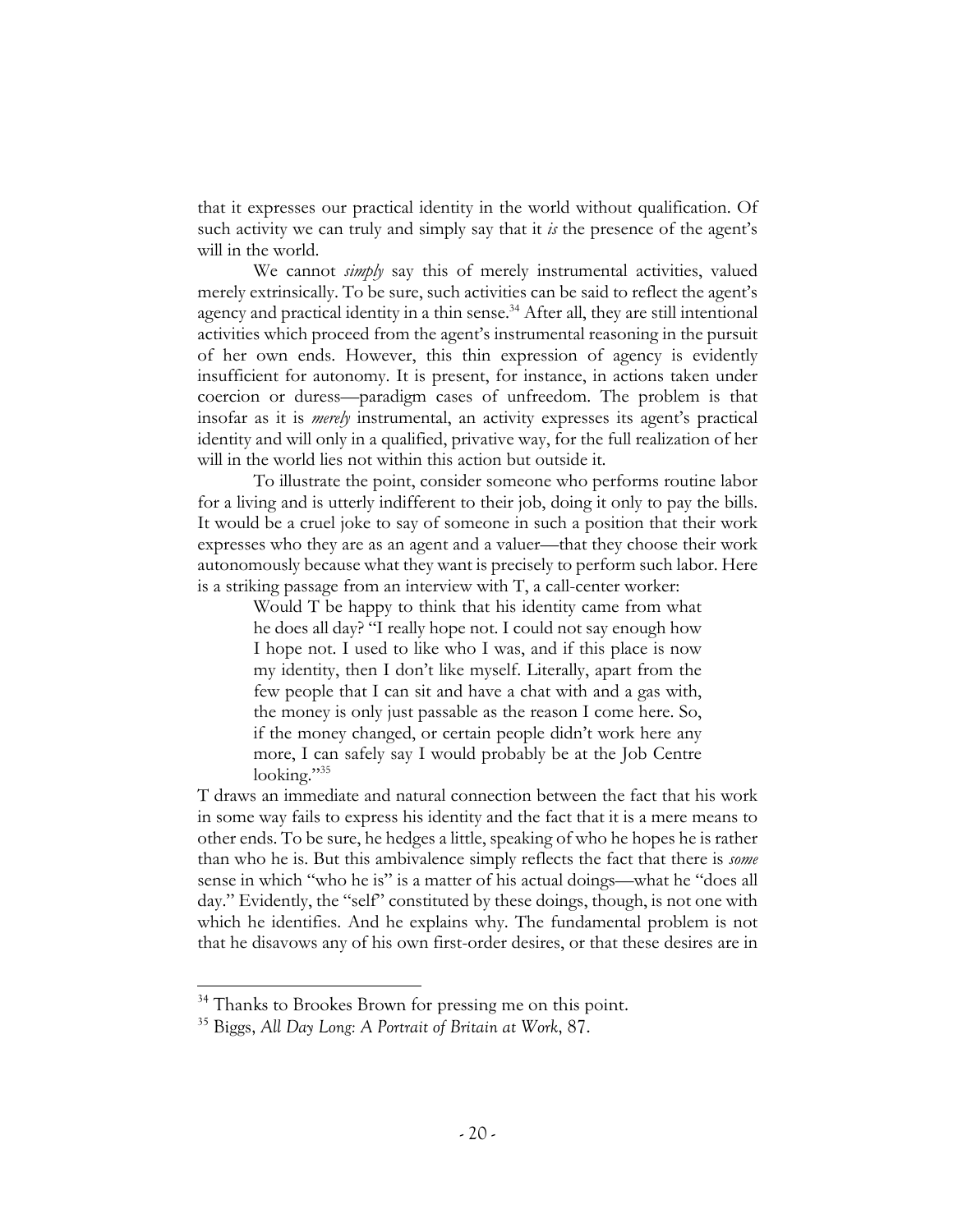that it expresses our practical identity in the world without qualification. Of such activity we can truly and simply say that it *is* the presence of the agent's will in the world.

We cannot *simply* say this of merely instrumental activities, valued merely extrinsically. To be sure, such activities can be said to reflect the agent's agency and practical identity in a thin sense.[34] After all, they are still intentional activities which proceed from the agent's instrumental reasoning in the pursuit of her own ends. However, this thin expression of agency is evidently insufficient for autonomy. It is present, for instance, in actions taken under coercion or duress—paradigm cases of unfreedom. The problem is that insofar as it is *merely* instrumental, an activity expresses its agent's practical identity and will only in a qualified, privative way, for the full realization of her will in the world lies not within this action but outside it.

To illustrate the point, consider someone who performs routine labor for a living and is utterly indifferent to their job, doing it only to pay the bills. It would be a cruel joke to say of someone in such a position that their work expresses who they are as an agent and a valuer—that they choose their work autonomously because what they want is precisely to perform such labor. Here is a striking passage from an interview with T, a call-center worker:

> Would T be happy to think that his identity came from what he does all day? "I really hope not. I could not say enough how I hope not. I used to like who I was, and if this place is now my identity, then I don't like myself. Literally, apart from the few people that I can sit and have a chat with and a gas with, the money is only just passable as the reason I come here. So, if the money changed, or certain people didn't work here any more, I can safely say I would probably be at the Job Centre looking."[35]

T draws an immediate and natural connection between the fact that his work in some way fails to express his identity and the fact that it is a mere means to other ends. To be sure, he hedges a little, speaking of who he hopes he is rather than who he is. But this ambivalence simply reflects the fact that there is *some* sense in which "who he is" is a matter of his actual doings—what he "does all day." Evidently, the "self" constituted by these doings, though, is not one with which he identifies. And he explains why. The fundamental problem is not that he disavows any of his own first-order desires, or that these desires are in

---

[34] Thanks to Brookes Brown for pressing me on this point.

[35] Biggs, *All Day Long: A Portrait of Britain at Work*, 87.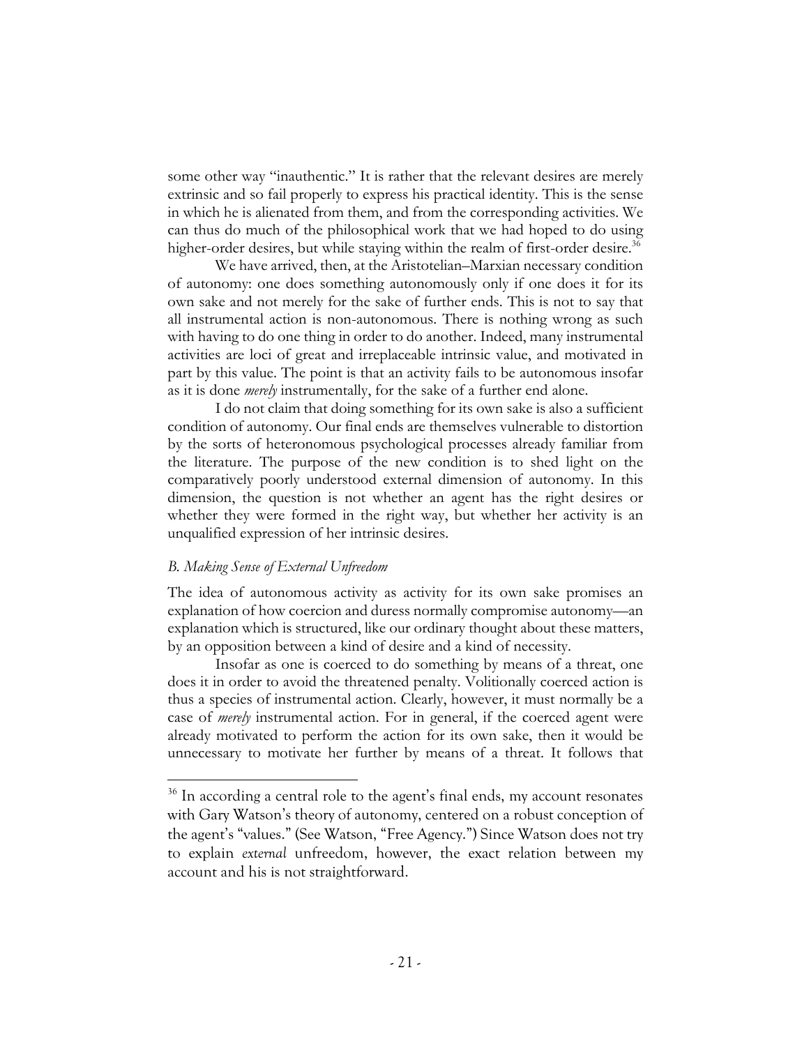some other way "inauthentic." It is rather that the relevant desires are merely extrinsic and so fail properly to express his practical identity. This is the sense in which he is alienated from them, and from the corresponding activities. We can thus do much of the philosophical work that we had hoped to do using higher-order desires, but while staying within the realm of first-order desire.[36]

We have arrived, then, at the Aristotelian–Marxian necessary condition of autonomy: one does something autonomously only if one does it for its own sake and not merely for the sake of further ends. This is not to say that all instrumental action is non-autonomous. There is nothing wrong as such with having to do one thing in order to do another. Indeed, many instrumental activities are loci of great and irreplaceable intrinsic value, and motivated in part by this value. The point is that an activity fails to be autonomous insofar as it is done *merely* instrumentally, for the sake of a further end alone.

I do not claim that doing something for its own sake is also a sufficient condition of autonomy. Our final ends are themselves vulnerable to distortion by the sorts of heteronomous psychological processes already familiar from the literature. The purpose of the new condition is to shed light on the comparatively poorly understood external dimension of autonomy. In this dimension, the question is not whether an agent has the right desires or whether they were formed in the right way, but whether her activity is an unqualified expression of her intrinsic desires.

### *B. Making Sense of External Unfreedom*

The idea of autonomous activity as activity for its own sake promises an explanation of how coercion and duress normally compromise autonomy—an explanation which is structured, like our ordinary thought about these matters, by an opposition between a kind of desire and a kind of necessity.

Insofar as one is coerced to do something by means of a threat, one does it in order to avoid the threatened penalty. Volitionally coerced action is thus a species of instrumental action. Clearly, however, it must normally be a case of *merely* instrumental action. For in general, if the coerced agent were already motivated to perform the action for its own sake, then it would be unnecessary to motivate her further by means of a threat. It follows that

---

[36] In according a central role to the agent's final ends, my account resonates with Gary Watson's theory of autonomy, centered on a robust conception of the agent's "values." (See Watson, "Free Agency.") Since Watson does not try to explain *external* unfreedom, however, the exact relation between my account and his is not straightforward.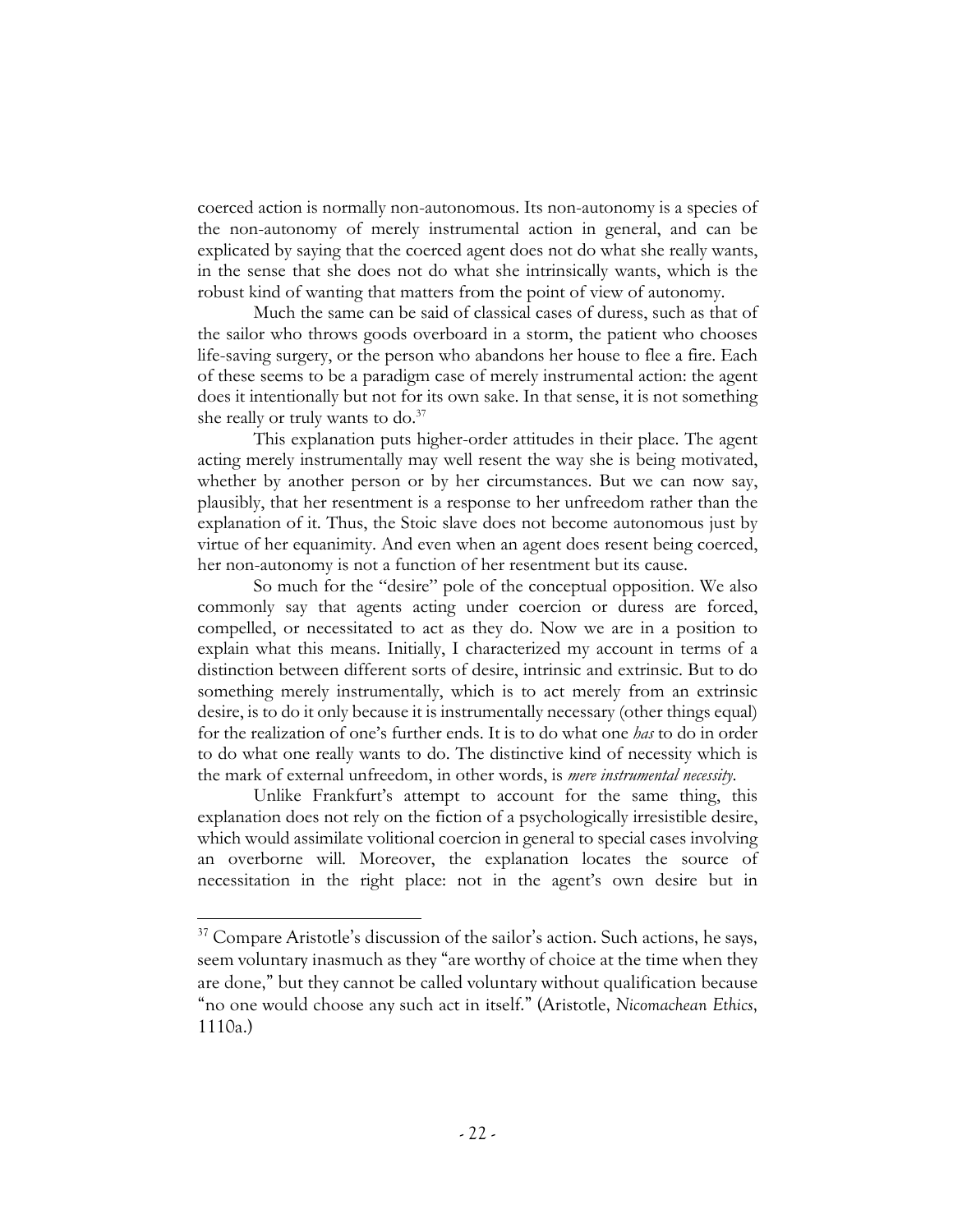coerced action is normally non-autonomous. Its non-autonomy is a species of the non-autonomy of merely instrumental action in general, and can be explicated by saying that the coerced agent does not do what she really wants, in the sense that she does not do what she intrinsically wants, which is the robust kind of wanting that matters from the point of view of autonomy.

Much the same can be said of classical cases of duress, such as that of the sailor who throws goods overboard in a storm, the patient who chooses life-saving surgery, or the person who abandons her house to flee a fire. Each of these seems to be a paradigm case of merely instrumental action: the agent does it intentionally but not for its own sake. In that sense, it is not something she really or truly wants to do.[37]

This explanation puts higher-order attitudes in their place. The agent acting merely instrumentally may well resent the way she is being motivated, whether by another person or by her circumstances. But we can now say, plausibly, that her resentment is a response to her unfreedom rather than the explanation of it. Thus, the Stoic slave does not become autonomous just by virtue of her equanimity. And even when an agent does resent being coerced, her non-autonomy is not a function of her resentment but its cause.

So much for the "desire" pole of the conceptual opposition. We also commonly say that agents acting under coercion or duress are forced, compelled, or necessitated to act as they do. Now we are in a position to explain what this means. Initially, I characterized my account in terms of a distinction between different sorts of desire, intrinsic and extrinsic. But to do something merely instrumentally, which is to act merely from an extrinsic desire, is to do it only because it is instrumentally necessary (other things equal) for the realization of one's further ends. It is to do what one *has* to do in order to do what one really wants to do. The distinctive kind of necessity which is the mark of external unfreedom, in other words, is *mere instrumental necessity*.

Unlike Frankfurt's attempt to account for the same thing, this explanation does not rely on the fiction of a psychologically irresistible desire, which would assimilate volitional coercion in general to special cases involving an overborne will. Moreover, the explanation locates the source of necessitation in the right place: not in the agent's own desire but in

---

[37] Compare Aristotle's discussion of the sailor's action. Such actions, he says, seem voluntary inasmuch as they "are worthy of choice at the time when they are done," but they cannot be called voluntary without qualification because "no one would choose any such act in itself." (Aristotle, *Nicomachean Ethics*, 1110a.)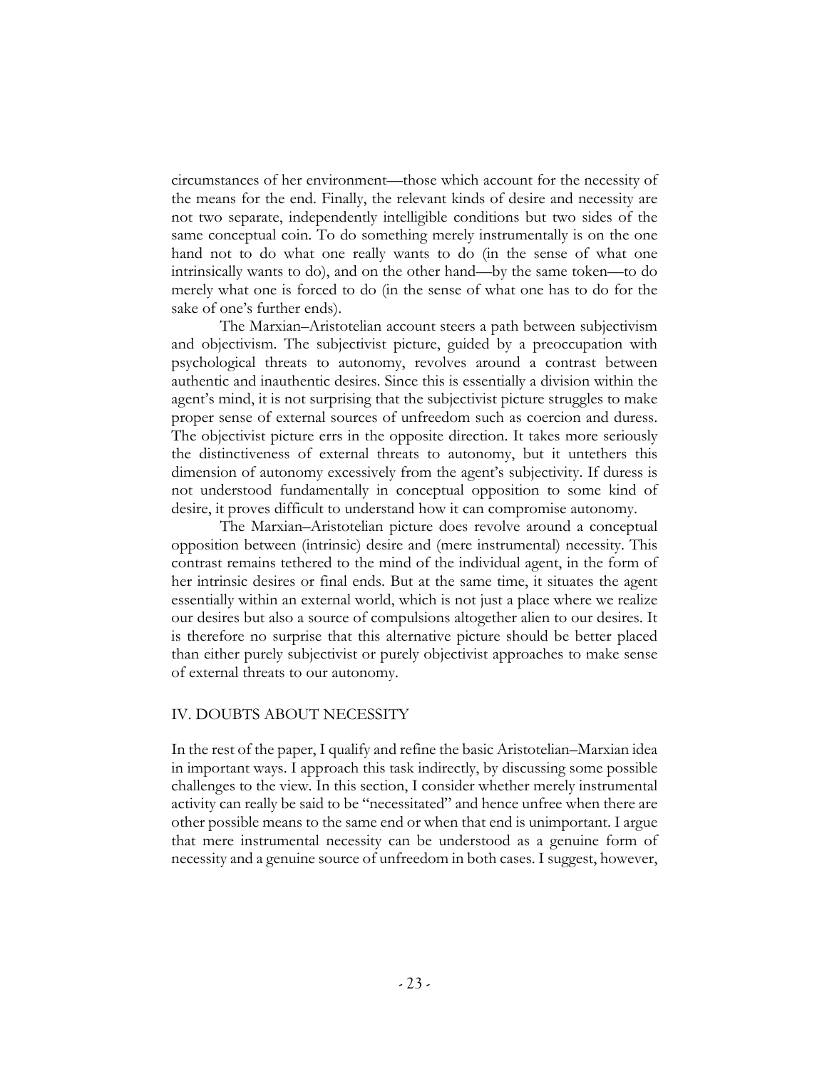circumstances of her environment—those which account for the necessity of the means for the end. Finally, the relevant kinds of desire and necessity are not two separate, independently intelligible conditions but two sides of the same conceptual coin. To do something merely instrumentally is on the one hand not to do what one really wants to do (in the sense of what one intrinsically wants to do), and on the other hand—by the same token—to do merely what one is forced to do (in the sense of what one has to do for the sake of one's further ends).

The Marxian–Aristotelian account steers a path between subjectivism and objectivism. The subjectivist picture, guided by a preoccupation with psychological threats to autonomy, revolves around a contrast between authentic and inauthentic desires. Since this is essentially a division within the agent's mind, it is not surprising that the subjectivist picture struggles to make proper sense of external sources of unfreedom such as coercion and duress. The objectivist picture errs in the opposite direction. It takes more seriously the distinctiveness of external threats to autonomy, but it untethers this dimension of autonomy excessively from the agent's subjectivity. If duress is not understood fundamentally in conceptual opposition to some kind of desire, it proves difficult to understand how it can compromise autonomy.

The Marxian–Aristotelian picture does revolve around a conceptual opposition between (intrinsic) desire and (mere instrumental) necessity. This contrast remains tethered to the mind of the individual agent, in the form of her intrinsic desires or final ends. But at the same time, it situates the agent essentially within an external world, which is not just a place where we realize our desires but also a source of compulsions altogether alien to our desires. It is therefore no surprise that this alternative picture should be better placed than either purely subjectivist or purely objectivist approaches to make sense of external threats to our autonomy.

## IV. DOUBTS ABOUT NECESSITY

In the rest of the paper, I qualify and refine the basic Aristotelian–Marxian idea in important ways. I approach this task indirectly, by discussing some possible challenges to the view. In this section, I consider whether merely instrumental activity can really be said to be "necessitated" and hence unfree when there are other possible means to the same end or when that end is unimportant. I argue that mere instrumental necessity can be understood as a genuine form of necessity and a genuine source of unfreedom in both cases. I suggest, however,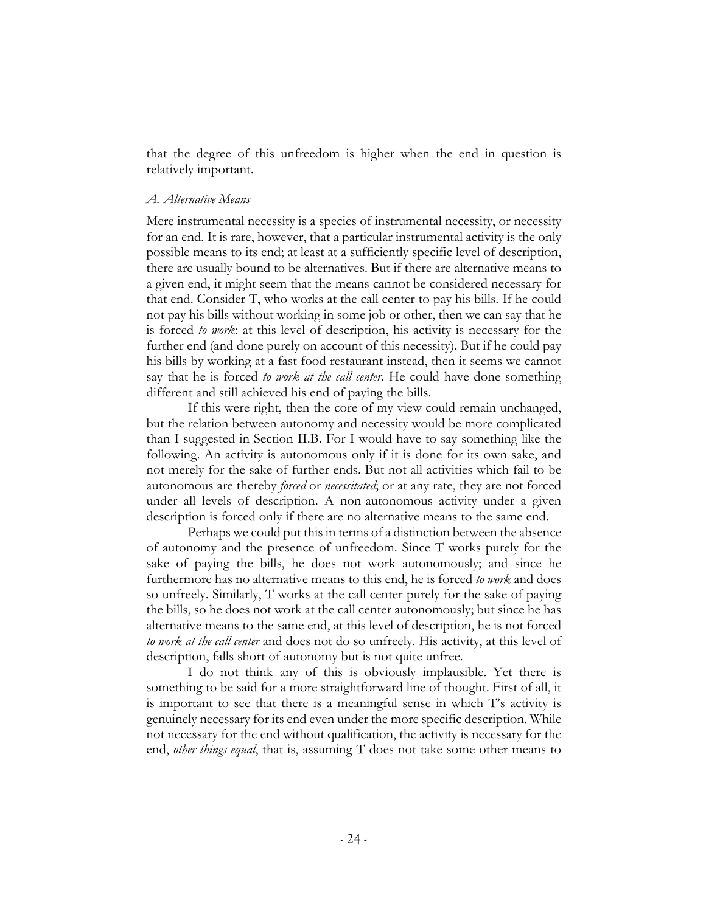that the degree of this unfreedom is higher when the end in question is relatively important.

### *A. Alternative Means*

Mere instrumental necessity is a species of instrumental necessity, or necessity for an end. It is rare, however, that a particular instrumental activity is the only possible means to its end; at least at a sufficiently specific level of description, there are usually bound to be alternatives. But if there are alternative means to a given end, it might seem that the means cannot be considered necessary for that end. Consider T, who works at the call center to pay his bills. If he could not pay his bills without working in some job or other, then we can say that he is forced *to work*: at this level of description, his activity is necessary for the further end (and done purely on account of this necessity). But if he could pay his bills by working at a fast food restaurant instead, then it seems we cannot say that he is forced *to work at the call center*. He could have done something different and still achieved his end of paying the bills.

If this were right, then the core of my view could remain unchanged, but the relation between autonomy and necessity would be more complicated than I suggested in Section II.B. For I would have to say something like the following. An activity is autonomous only if it is done for its own sake, and not merely for the sake of further ends. But not all activities which fail to be autonomous are thereby *forced* or *necessitated*; or at any rate, they are not forced under all levels of description. A non-autonomous activity under a given description is forced only if there are no alternative means to the same end.

Perhaps we could put this in terms of a distinction between the absence of autonomy and the presence of unfreedom. Since T works purely for the sake of paying the bills, he does not work autonomously; and since he furthermore has no alternative means to this end, he is forced *to work* and does so unfreely. Similarly, T works at the call center purely for the sake of paying the bills, so he does not work at the call center autonomously; but since he has alternative means to the same end, at this level of description, he is not forced *to work at the call center* and does not do so unfreely. His activity, at this level of description, falls short of autonomy but is not quite unfree.

I do not think any of this is obviously implausible. Yet there is something to be said for a more straightforward line of thought. First of all, it is important to see that there is a meaningful sense in which T's activity is genuinely necessary for its end even under the more specific description. While not necessary for the end without qualification, the activity is necessary for the end, *other things equal*, that is, assuming T does not take some other means to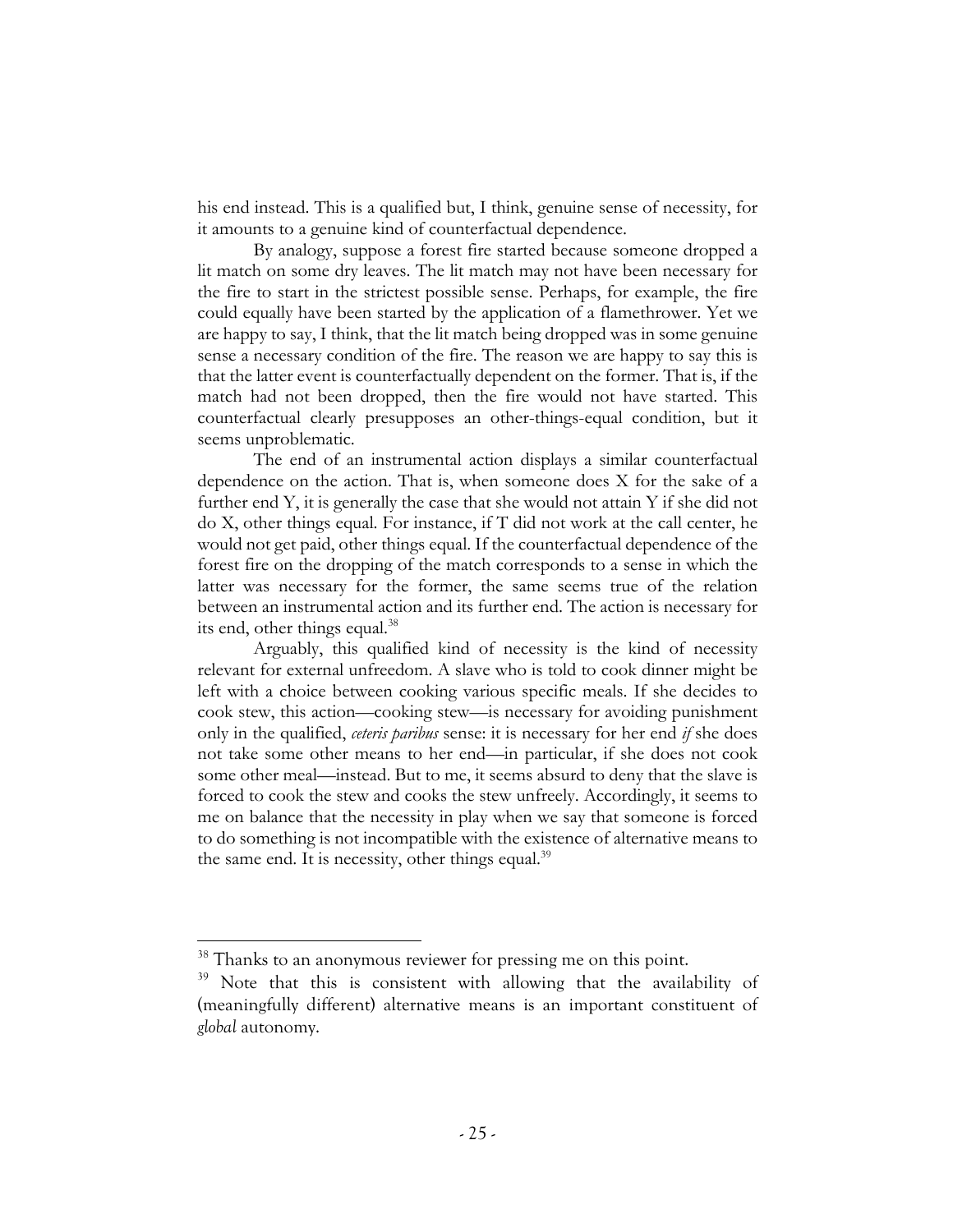his end instead. This is a qualified but, I think, genuine sense of necessity, for it amounts to a genuine kind of counterfactual dependence.

By analogy, suppose a forest fire started because someone dropped a lit match on some dry leaves. The lit match may not have been necessary for the fire to start in the strictest possible sense. Perhaps, for example, the fire could equally have been started by the application of a flamethrower. Yet we are happy to say, I think, that the lit match being dropped was in some genuine sense a necessary condition of the fire. The reason we are happy to say this is that the latter event is counterfactually dependent on the former. That is, if the match had not been dropped, then the fire would not have started. This counterfactual clearly presupposes an other-things-equal condition, but it seems unproblematic.

The end of an instrumental action displays a similar counterfactual dependence on the action. That is, when someone does X for the sake of a further end Y, it is generally the case that she would not attain Y if she did not do X, other things equal. For instance, if T did not work at the call center, he would not get paid, other things equal. If the counterfactual dependence of the forest fire on the dropping of the match corresponds to a sense in which the latter was necessary for the former, the same seems true of the relation between an instrumental action and its further end. The action is necessary for its end, other things equal.[38]

Arguably, this qualified kind of necessity is the kind of necessity relevant for external unfreedom. A slave who is told to cook dinner might be left with a choice between cooking various specific meals. If she decides to cook stew, this action—cooking stew—is necessary for avoiding punishment only in the qualified, *ceteris paribus* sense: it is necessary for her end *if* she does not take some other means to her end—in particular, if she does not cook some other meal—instead. But to me, it seems absurd to deny that the slave is forced to cook the stew and cooks the stew unfreely. Accordingly, it seems to me on balance that the necessity in play when we say that someone is forced to do something is not incompatible with the existence of alternative means to the same end. It is necessity, other things equal.[39]

---

[38] Thanks to an anonymous reviewer for pressing me on this point.

[39] Note that this is consistent with allowing that the availability of (meaningfully different) alternative means is an important constituent of *global* autonomy.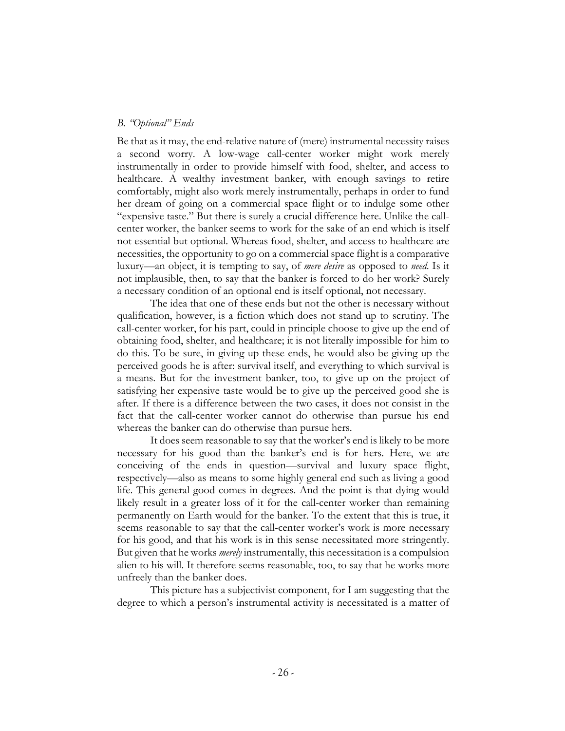### *B. "Optional" Ends*

Be that as it may, the end-relative nature of (mere) instrumental necessity raises a second worry. A low-wage call-center worker might work merely instrumentally in order to provide himself with food, shelter, and access to healthcare. A wealthy investment banker, with enough savings to retire comfortably, might also work merely instrumentally, perhaps in order to fund her dream of going on a commercial space flight or to indulge some other "expensive taste." But there is surely a crucial difference here. Unlike the call-center worker, the banker seems to work for the sake of an end which is itself not essential but optional. Whereas food, shelter, and access to healthcare are necessities, the opportunity to go on a commercial space flight is a comparative luxury—an object, it is tempting to say, of *mere desire* as opposed to *need*. Is it not implausible, then, to say that the banker is forced to do her work? Surely a necessary condition of an optional end is itself optional, not necessary.

The idea that one of these ends but not the other is necessary without qualification, however, is a fiction which does not stand up to scrutiny. The call-center worker, for his part, could in principle choose to give up the end of obtaining food, shelter, and healthcare; it is not literally impossible for him to do this. To be sure, in giving up these ends, he would also be giving up the perceived goods he is after: survival itself, and everything to which survival is a means. But for the investment banker, too, to give up on the project of satisfying her expensive taste would be to give up the perceived good she is after. If there is a difference between the two cases, it does not consist in the fact that the call-center worker cannot do otherwise than pursue his end whereas the banker can do otherwise than pursue hers.

It does seem reasonable to say that the worker's end is likely to be more necessary for his good than the banker's end is for hers. Here, we are conceiving of the ends in question—survival and luxury space flight, respectively—also as means to some highly general end such as living a good life. This general good comes in degrees. And the point is that dying would likely result in a greater loss of it for the call-center worker than remaining permanently on Earth would for the banker. To the extent that this is true, it seems reasonable to say that the call-center worker's work is more necessary for his good, and that his work is in this sense necessitated more stringently. But given that he works *merely* instrumentally, this necessitation is a compulsion alien to his will. It therefore seems reasonable, too, to say that he works more unfreely than the banker does.

This picture has a subjectivist component, for I am suggesting that the degree to which a person's instrumental activity is necessitated is a matter of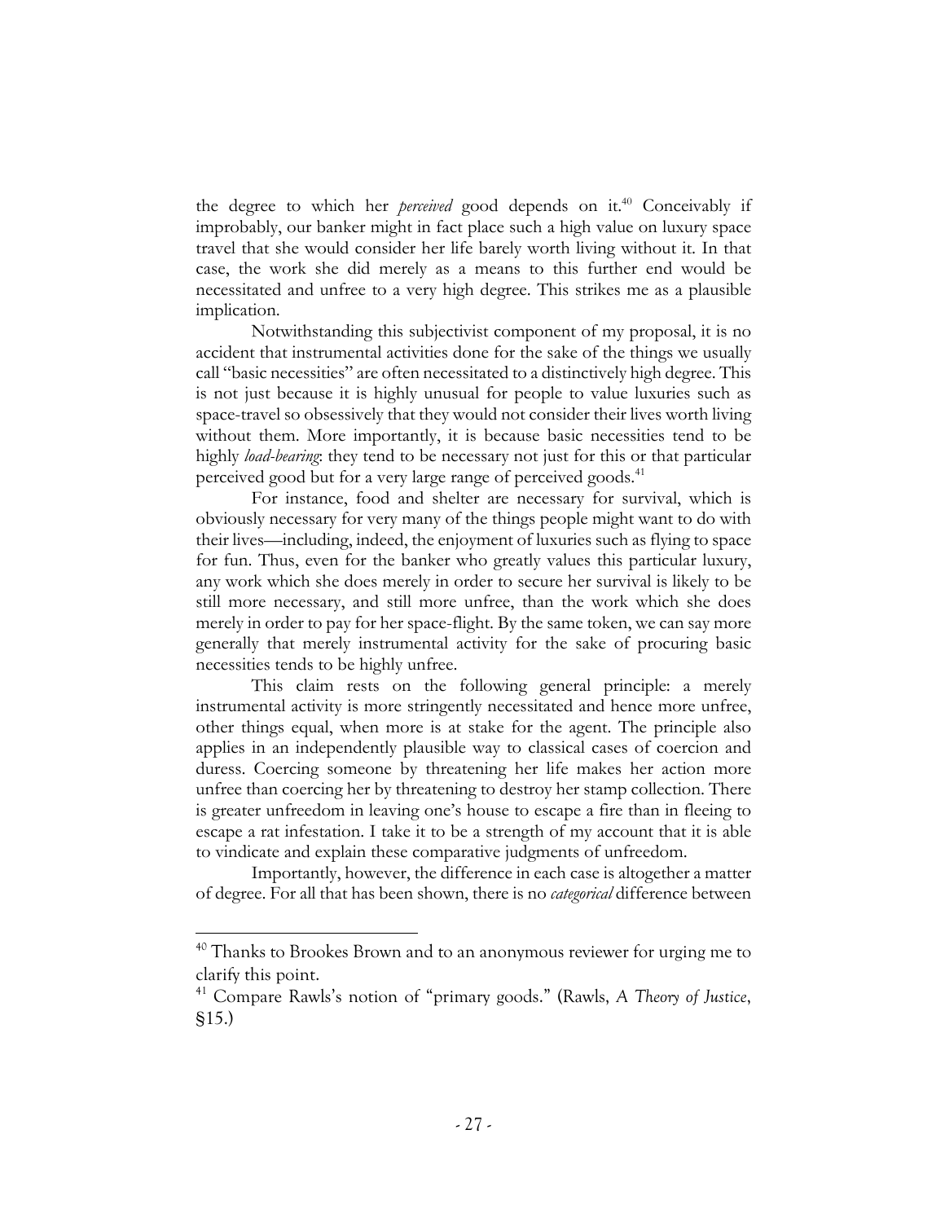the degree to which her *perceived* good depends on it.[40] Conceivably if improbably, our banker might in fact place such a high value on luxury space travel that she would consider her life barely worth living without it. In that case, the work she did merely as a means to this further end would be necessitated and unfree to a very high degree. This strikes me as a plausible implication.

Notwithstanding this subjectivist component of my proposal, it is no accident that instrumental activities done for the sake of the things we usually call "basic necessities" are often necessitated to a distinctively high degree. This is not just because it is highly unusual for people to value luxuries such as space-travel so obsessively that they would not consider their lives worth living without them. More importantly, it is because basic necessities tend to be highly *load-bearing*: they tend to be necessary not just for this or that particular perceived good but for a very large range of perceived goods.[41]

For instance, food and shelter are necessary for survival, which is obviously necessary for very many of the things people might want to do with their lives—including, indeed, the enjoyment of luxuries such as flying to space for fun. Thus, even for the banker who greatly values this particular luxury, any work which she does merely in order to secure her survival is likely to be still more necessary, and still more unfree, than the work which she does merely in order to pay for her space-flight. By the same token, we can say more generally that merely instrumental activity for the sake of procuring basic necessities tends to be highly unfree.

This claim rests on the following general principle: a merely instrumental activity is more stringently necessitated and hence more unfree, other things equal, when more is at stake for the agent. The principle also applies in an independently plausible way to classical cases of coercion and duress. Coercing someone by threatening her life makes her action more unfree than coercing her by threatening to destroy her stamp collection. There is greater unfreedom in leaving one's house to escape a fire than in fleeing to escape a rat infestation. I take it to be a strength of my account that it is able to vindicate and explain these comparative judgments of unfreedom.

Importantly, however, the difference in each case is altogether a matter of degree. For all that has been shown, there is no *categorical* difference between

[40] Thanks to Brookes Brown and to an anonymous reviewer for urging me to clarify this point.

[41] Compare Rawls's notion of "primary goods." (Rawls, *A Theory of Justice*, §15.)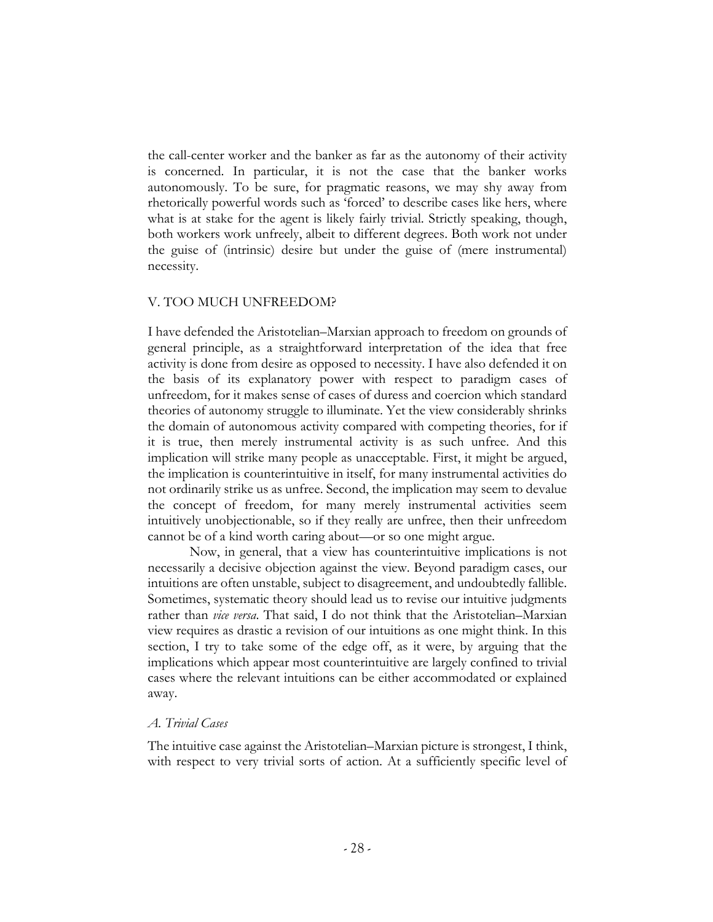the call-center worker and the banker as far as the autonomy of their activity is concerned. In particular, it is not the case that the banker works autonomously. To be sure, for pragmatic reasons, we may shy away from rhetorically powerful words such as 'forced' to describe cases like hers, where what is at stake for the agent is likely fairly trivial. Strictly speaking, though, both workers work unfreely, albeit to different degrees. Both work not under the guise of (intrinsic) desire but under the guise of (mere instrumental) necessity.

## V. TOO MUCH UNFREEDOM?

I have defended the Aristotelian–Marxian approach to freedom on grounds of general principle, as a straightforward interpretation of the idea that free activity is done from desire as opposed to necessity. I have also defended it on the basis of its explanatory power with respect to paradigm cases of unfreedom, for it makes sense of cases of duress and coercion which standard theories of autonomy struggle to illuminate. Yet the view considerably shrinks the domain of autonomous activity compared with competing theories, for if it is true, then merely instrumental activity is as such unfree. And this implication will strike many people as unacceptable. First, it might be argued, the implication is counterintuitive in itself, for many instrumental activities do not ordinarily strike us as unfree. Second, the implication may seem to devalue the concept of freedom, for many merely instrumental activities seem intuitively unobjectionable, so if they really are unfree, then their unfreedom cannot be of a kind worth caring about—or so one might argue.

Now, in general, that a view has counterintuitive implications is not necessarily a decisive objection against the view. Beyond paradigm cases, our intuitions are often unstable, subject to disagreement, and undoubtedly fallible. Sometimes, systematic theory should lead us to revise our intuitive judgments rather than *vice versa*. That said, I do not think that the Aristotelian–Marxian view requires as drastic a revision of our intuitions as one might think. In this section, I try to take some of the edge off, as it were, by arguing that the implications which appear most counterintuitive are largely confined to trivial cases where the relevant intuitions can be either accommodated or explained away.

### *A. Trivial Cases*

The intuitive case against the Aristotelian–Marxian picture is strongest, I think, with respect to very trivial sorts of action. At a sufficiently specific level of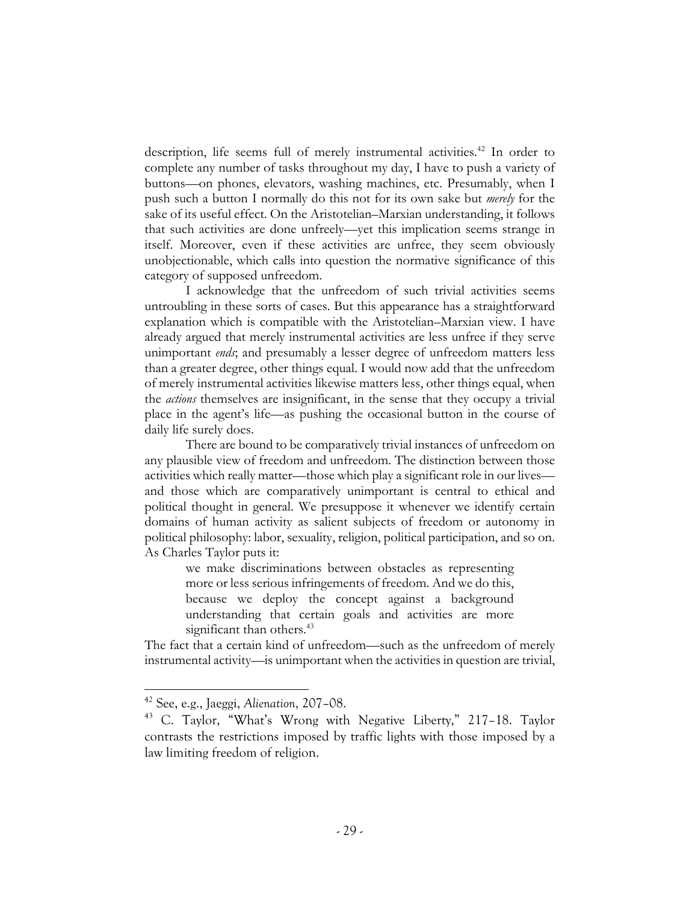description, life seems full of merely instrumental activities.[42] In order to complete any number of tasks throughout my day, I have to push a variety of buttons—on phones, elevators, washing machines, etc. Presumably, when I push such a button I normally do this not for its own sake but *merely* for the sake of its useful effect. On the Aristotelian–Marxian understanding, it follows that such activities are done unfreely—yet this implication seems strange in itself. Moreover, even if these activities are unfree, they seem obviously unobjectionable, which calls into question the normative significance of this category of supposed unfreedom.

I acknowledge that the unfreedom of such trivial activities seems untroubling in these sorts of cases. But this appearance has a straightforward explanation which is compatible with the Aristotelian–Marxian view. I have already argued that merely instrumental activities are less unfree if they serve unimportant *ends*; and presumably a lesser degree of unfreedom matters less than a greater degree, other things equal. I would now add that the unfreedom of merely instrumental activities likewise matters less, other things equal, when the *actions* themselves are insignificant, in the sense that they occupy a trivial place in the agent's life—as pushing the occasional button in the course of daily life surely does.

There are bound to be comparatively trivial instances of unfreedom on any plausible view of freedom and unfreedom. The distinction between those activities which really matter—those which play a significant role in our lives—and those which are comparatively unimportant is central to ethical and political thought in general. We presuppose it whenever we identify certain domains of human activity as salient subjects of freedom or autonomy in political philosophy: labor, sexuality, religion, political participation, and so on. As Charles Taylor puts it:

> we make discriminations between obstacles as representing more or less serious infringements of freedom. And we do this, because we deploy the concept against a background understanding that certain goals and activities are more significant than others.[43]

The fact that a certain kind of unfreedom—such as the unfreedom of merely instrumental activity—is unimportant when the activities in question are trivial,

---

[42] See, e.g., Jaeggi, *Alienation*, 207–08.

[43] C. Taylor, "What's Wrong with Negative Liberty," 217–18. Taylor contrasts the restrictions imposed by traffic lights with those imposed by a law limiting freedom of religion.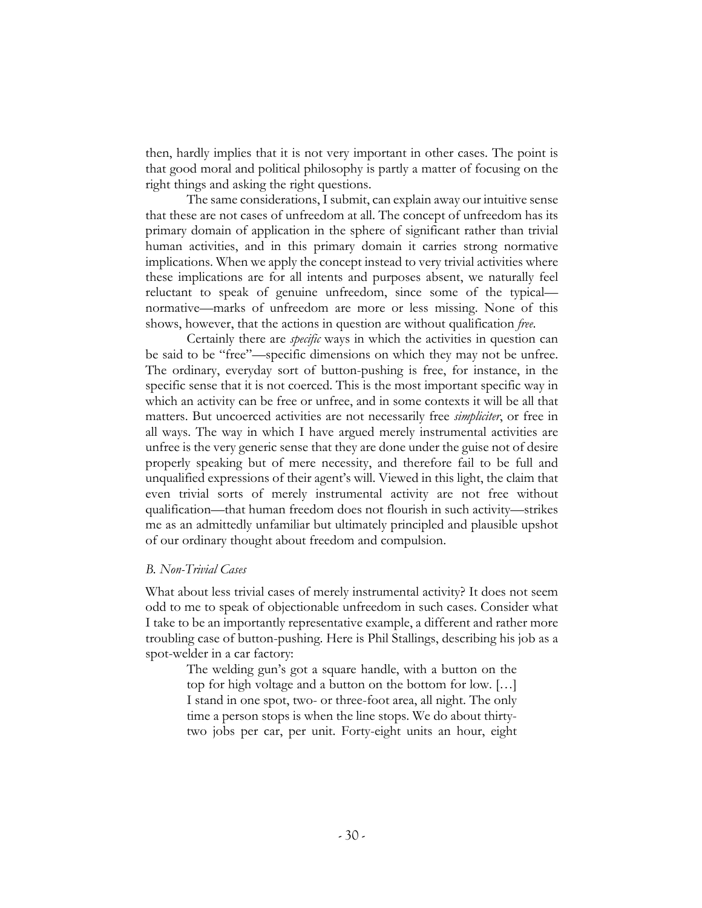then, hardly implies that it is not very important in other cases. The point is that good moral and political philosophy is partly a matter of focusing on the right things and asking the right questions.

The same considerations, I submit, can explain away our intuitive sense that these are not cases of unfreedom at all. The concept of unfreedom has its primary domain of application in the sphere of significant rather than trivial human activities, and in this primary domain it carries strong normative implications. When we apply the concept instead to very trivial activities where these implications are for all intents and purposes absent, we naturally feel reluctant to speak of genuine unfreedom, since some of the typical—normative—marks of unfreedom are more or less missing. None of this shows, however, that the actions in question are without qualification *free*.

Certainly there are *specific* ways in which the activities in question can be said to be "free"—specific dimensions on which they may not be unfree. The ordinary, everyday sort of button-pushing is free, for instance, in the specific sense that it is not coerced. This is the most important specific way in which an activity can be free or unfree, and in some contexts it will be all that matters. But uncoerced activities are not necessarily free *simpliciter*, or free in all ways. The way in which I have argued merely instrumental activities are unfree is the very generic sense that they are done under the guise not of desire properly speaking but of mere necessity, and therefore fail to be full and unqualified expressions of their agent's will. Viewed in this light, the claim that even trivial sorts of merely instrumental activity are not free without qualification—that human freedom does not flourish in such activity—strikes me as an admittedly unfamiliar but ultimately principled and plausible upshot of our ordinary thought about freedom and compulsion.

### *B. Non-Trivial Cases*

What about less trivial cases of merely instrumental activity? It does not seem odd to me to speak of objectionable unfreedom in such cases. Consider what I take to be an importantly representative example, a different and rather more troubling case of button-pushing. Here is Phil Stallings, describing his job as a spot-welder in a car factory:

> The welding gun's got a square handle, with a button on the top for high voltage and a button on the bottom for low. […] I stand in one spot, two- or three-foot area, all night. The only time a person stops is when the line stops. We do about thirty-two jobs per car, per unit. Forty-eight units an hour, eight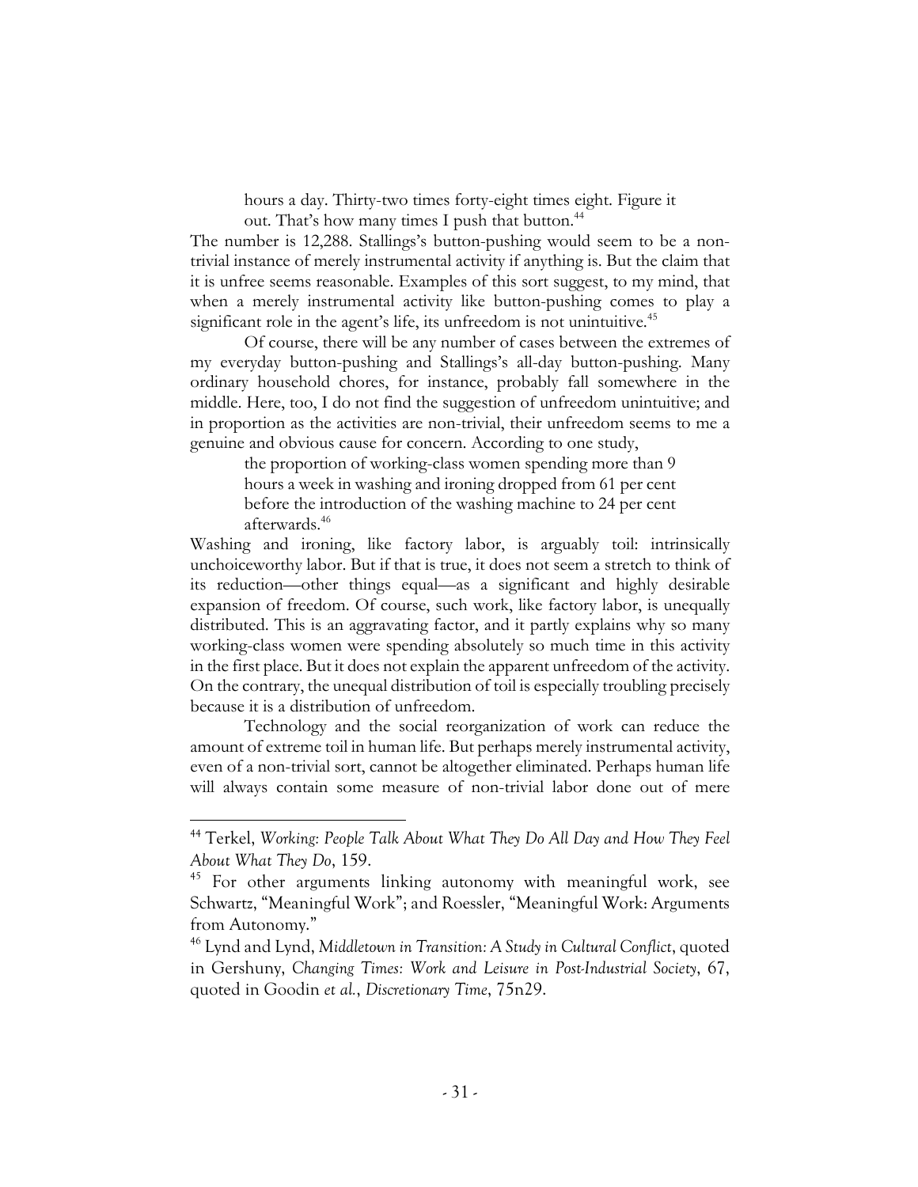> hours a day. Thirty-two times forty-eight times eight. Figure it out. That's how many times I push that button.[44]

The number is 12,288. Stallings's button-pushing would seem to be a non-trivial instance of merely instrumental activity if anything is. But the claim that it is unfree seems reasonable. Examples of this sort suggest, to my mind, that when a merely instrumental activity like button-pushing comes to play a significant role in the agent's life, its unfreedom is not unintuitive.[45]

Of course, there will be any number of cases between the extremes of my everyday button-pushing and Stallings's all-day button-pushing. Many ordinary household chores, for instance, probably fall somewhere in the middle. Here, too, I do not find the suggestion of unfreedom unintuitive; and in proportion as the activities are non-trivial, their unfreedom seems to me a genuine and obvious cause for concern. According to one study,

> the proportion of working-class women spending more than 9 hours a week in washing and ironing dropped from 61 per cent before the introduction of the washing machine to 24 per cent afterwards.[46]

Washing and ironing, like factory labor, is arguably toil: intrinsically unchoiceworthy labor. But if that is true, it does not seem a stretch to think of its reduction—other things equal—as a significant and highly desirable expansion of freedom. Of course, such work, like factory labor, is unequally distributed. This is an aggravating factor, and it partly explains why so many working-class women were spending absolutely so much time in this activity in the first place. But it does not explain the apparent unfreedom of the activity. On the contrary, the unequal distribution of toil is especially troubling precisely because it is a distribution of unfreedom.

Technology and the social reorganization of work can reduce the amount of extreme toil in human life. But perhaps merely instrumental activity, even of a non-trivial sort, cannot be altogether eliminated. Perhaps human life will always contain some measure of non-trivial labor done out of mere

---

[44] Terkel, *Working: People Talk About What They Do All Day and How They Feel About What They Do*, 159.

[45] For other arguments linking autonomy with meaningful work, see Schwartz, "Meaningful Work"; and Roessler, "Meaningful Work: Arguments from Autonomy."

[46] Lynd and Lynd, *Middletown in Transition: A Study in Cultural Conflict*, quoted in Gershuny, *Changing Times: Work and Leisure in Post-Industrial Society*, 67, quoted in Goodin *et al.*, *Discretionary Time*, 75n29.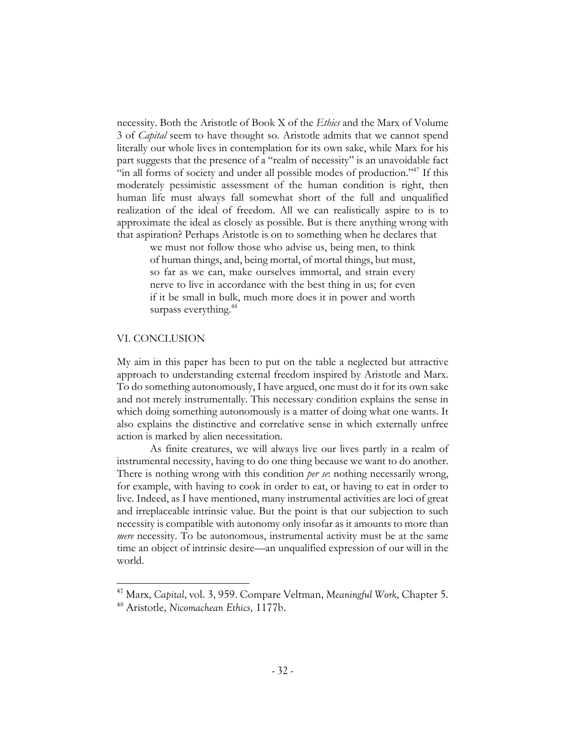necessity. Both the Aristotle of Book X of the *Ethics* and the Marx of Volume 3 of *Capital* seem to have thought so. Aristotle admits that we cannot spend literally our whole lives in contemplation for its own sake, while Marx for his part suggests that the presence of a "realm of necessity" is an unavoidable fact "in all forms of society and under all possible modes of production."[47] If this moderately pessimistic assessment of the human condition is right, then human life must always fall somewhat short of the full and unqualified realization of the ideal of freedom. All we can realistically aspire to is to approximate the ideal as closely as possible. But is there anything wrong with that aspiration? Perhaps Aristotle is on to something when he declares that

> we must not follow those who advise us, being men, to think of human things, and, being mortal, of mortal things, but must, so far as we can, make ourselves immortal, and strain every nerve to live in accordance with the best thing in us; for even if it be small in bulk, much more does it in power and worth surpass everything.[48]

## VI. CONCLUSION

My aim in this paper has been to put on the table a neglected but attractive approach to understanding external freedom inspired by Aristotle and Marx. To do something autonomously, I have argued, one must do it for its own sake and not merely instrumentally. This necessary condition explains the sense in which doing something autonomously is a matter of doing what one wants. It also explains the distinctive and correlative sense in which externally unfree action is marked by alien necessitation.

As finite creatures, we will always live our lives partly in a realm of instrumental necessity, having to do one thing because we want to do another. There is nothing wrong with this condition *per se*: nothing necessarily wrong, for example, with having to cook in order to eat, or having to eat in order to live. Indeed, as I have mentioned, many instrumental activities are loci of great and irreplaceable intrinsic value. But the point is that our subjection to such necessity is compatible with autonomy only insofar as it amounts to more than *mere* necessity. To be autonomous, instrumental activity must be at the same time an object of intrinsic desire—an unqualified expression of our will in the world.

---

[47] Marx, *Capital*, vol. 3, 959. Compare Veltman, *Meaningful Work*, Chapter 5.

[48] Aristotle, *Nicomachean Ethics*, 1177b.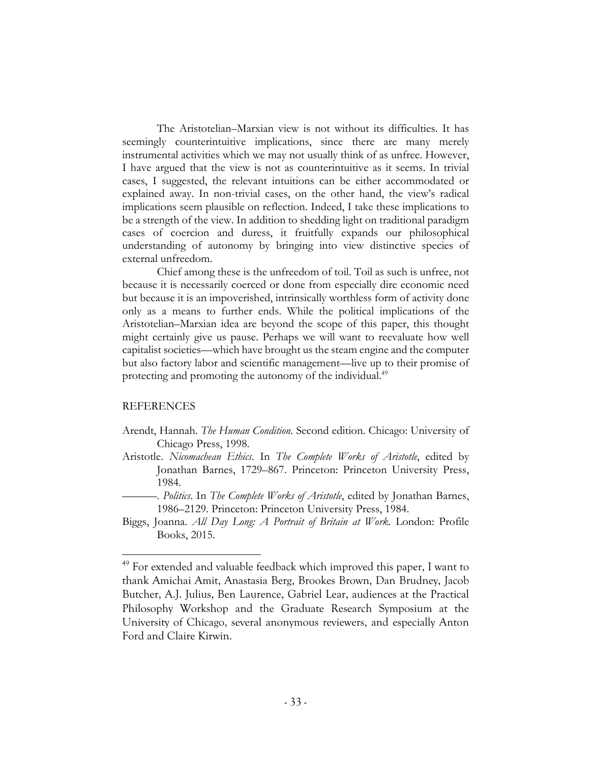The Aristotelian–Marxian view is not without its difficulties. It has seemingly counterintuitive implications, since there are many merely instrumental activities which we may not usually think of as unfree. However, I have argued that the view is not as counterintuitive as it seems. In trivial cases, I suggested, the relevant intuitions can be either accommodated or explained away. In non-trivial cases, on the other hand, the view's radical implications seem plausible on reflection. Indeed, I take these implications to be a strength of the view. In addition to shedding light on traditional paradigm cases of coercion and duress, it fruitfully expands our philosophical understanding of autonomy by bringing into view distinctive species of external unfreedom.

Chief among these is the unfreedom of toil. Toil as such is unfree, not because it is necessarily coerced or done from especially dire economic need but because it is an impoverished, intrinsically worthless form of activity done only as a means to further ends. While the political implications of the Aristotelian–Marxian idea are beyond the scope of this paper, this thought might certainly give us pause. Perhaps we will want to reevaluate how well capitalist societies—which have brought us the steam engine and the computer but also factory labor and scientific management—live up to their promise of protecting and promoting the autonomy of the individual.[49]

## REFERENCES

Arendt, Hannah. *The Human Condition*. Second edition. Chicago: University of Chicago Press, 1998.

Aristotle. *Nicomachean Ethics*. In *The Complete Works of Aristotle*, edited by Jonathan Barnes, 1729–867. Princeton: Princeton University Press, 1984.

———. *Politics*. In *The Complete Works of Aristotle*, edited by Jonathan Barnes, 1986–2129. Princeton: Princeton University Press, 1984.

Biggs, Joanna. *All Day Long: A Portrait of Britain at Work*. London: Profile Books, 2015.

---

[49] For extended and valuable feedback which improved this paper, I want to thank Amichai Amit, Anastasia Berg, Brookes Brown, Dan Brudney, Jacob Butcher, A.J. Julius, Ben Laurence, Gabriel Lear, audiences at the Practical Philosophy Workshop and the Graduate Research Symposium at the University of Chicago, several anonymous reviewers, and especially Anton Ford and Claire Kirwin.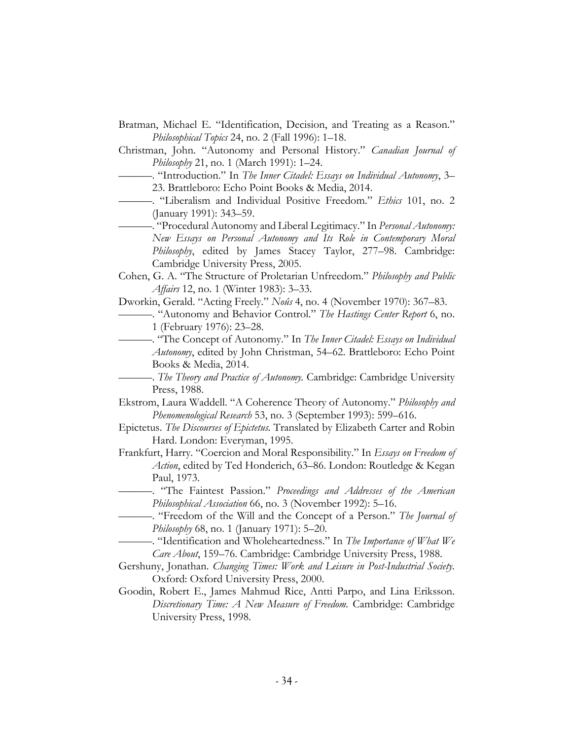Bratman, Michael E. "Identification, Decision, and Treating as a Reason." *Philosophical Topics* 24, no. 2 (Fall 1996): 1–18.

Christman, John. "Autonomy and Personal History." *Canadian Journal of Philosophy* 21, no. 1 (March 1991): 1–24.

———. "Introduction." In *The Inner Citadel: Essays on Individual Autonomy*, 3–23. Brattleboro: Echo Point Books & Media, 2014.

———. "Liberalism and Individual Positive Freedom." *Ethics* 101, no. 2 (January 1991): 343–59.

———. "Procedural Autonomy and Liberal Legitimacy." In *Personal Autonomy: New Essays on Personal Autonomy and Its Role in Contemporary Moral Philosophy*, edited by James Stacey Taylor, 277–98. Cambridge: Cambridge University Press, 2005.

Cohen, G. A. "The Structure of Proletarian Unfreedom." *Philosophy and Public Affairs* 12, no. 1 (Winter 1983): 3–33.

Dworkin, Gerald. "Acting Freely." *Noûs* 4, no. 4 (November 1970): 367–83.

———. "Autonomy and Behavior Control." *The Hastings Center Report* 6, no. 1 (February 1976): 23–28.

———. "The Concept of Autonomy." In *The Inner Citadel: Essays on Individual Autonomy*, edited by John Christman, 54–62. Brattleboro: Echo Point Books & Media, 2014.

———. *The Theory and Practice of Autonomy.* Cambridge: Cambridge University Press, 1988.

Ekstrom, Laura Waddell. "A Coherence Theory of Autonomy." *Philosophy and Phenomenological Research* 53, no. 3 (September 1993): 599–616.

Epictetus. *The Discourses of Epictetus.* Translated by Elizabeth Carter and Robin Hard. London: Everyman, 1995.

Frankfurt, Harry. "Coercion and Moral Responsibility." In *Essays on Freedom of Action*, edited by Ted Honderich, 63–86. London: Routledge & Kegan Paul, 1973.

———. "The Faintest Passion." *Proceedings and Addresses of the American Philosophical Association* 66, no. 3 (November 1992): 5–16.

———. "Freedom of the Will and the Concept of a Person." *The Journal of Philosophy* 68, no. 1 (January 1971): 5–20.

———. "Identification and Wholeheartedness." In *The Importance of What We Care About*, 159–76. Cambridge: Cambridge University Press, 1988.

Gershuny, Jonathan. *Changing Times: Work and Leisure in Post-Industrial Society.* Oxford: Oxford University Press, 2000.

Goodin, Robert E., James Mahmud Rice, Antti Parpo, and Lina Eriksson. *Discretionary Time: A New Measure of Freedom.* Cambridge: Cambridge University Press, 1998.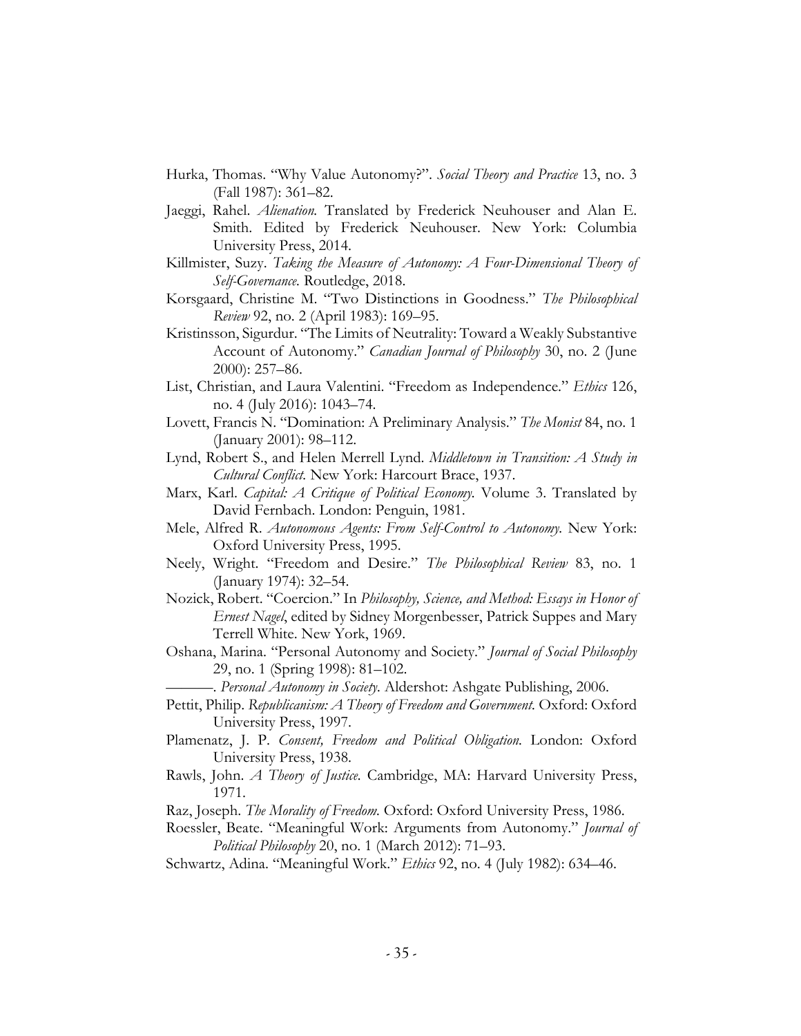Hurka, Thomas. "Why Value Autonomy?". *Social Theory and Practice* 13, no. 3 (Fall 1987): 361–82.

Jaeggi, Rahel. *Alienation.* Translated by Frederick Neuhouser and Alan E. Smith. Edited by Frederick Neuhouser. New York: Columbia University Press, 2014.

Killmister, Suzy. *Taking the Measure of Autonomy: A Four-Dimensional Theory of Self-Governance.* Routledge, 2018.

Korsgaard, Christine M. "Two Distinctions in Goodness." *The Philosophical Review* 92, no. 2 (April 1983): 169–95.

Kristinsson, Sigurdur. "The Limits of Neutrality: Toward a Weakly Substantive Account of Autonomy." *Canadian Journal of Philosophy* 30, no. 2 (June 2000): 257–86.

List, Christian, and Laura Valentini. "Freedom as Independence." *Ethics* 126, no. 4 (July 2016): 1043–74.

Lovett, Francis N. "Domination: A Preliminary Analysis." *The Monist* 84, no. 1 (January 2001): 98–112.

Lynd, Robert S., and Helen Merrell Lynd. *Middletown in Transition: A Study in Cultural Conflict.* New York: Harcourt Brace, 1937.

Marx, Karl. *Capital: A Critique of Political Economy.* Volume 3. Translated by David Fernbach. London: Penguin, 1981.

Mele, Alfred R. *Autonomous Agents: From Self-Control to Autonomy.* New York: Oxford University Press, 1995.

Neely, Wright. "Freedom and Desire." *The Philosophical Review* 83, no. 1 (January 1974): 32–54.

Nozick, Robert. "Coercion." In *Philosophy, Science, and Method: Essays in Honor of Ernest Nagel*, edited by Sidney Morgenbesser, Patrick Suppes and Mary Terrell White. New York, 1969.

Oshana, Marina. "Personal Autonomy and Society." *Journal of Social Philosophy* 29, no. 1 (Spring 1998): 81–102.

———. *Personal Autonomy in Society.* Aldershot: Ashgate Publishing, 2006.

Pettit, Philip. *Republicanism: A Theory of Freedom and Government.* Oxford: Oxford University Press, 1997.

Plamenatz, J. P. *Consent, Freedom and Political Obligation.* London: Oxford University Press, 1938.

Rawls, John. *A Theory of Justice.* Cambridge, MA: Harvard University Press, 1971.

Raz, Joseph. *The Morality of Freedom.* Oxford: Oxford University Press, 1986.

Roessler, Beate. "Meaningful Work: Arguments from Autonomy." *Journal of Political Philosophy* 20, no. 1 (March 2012): 71–93.

Schwartz, Adina. "Meaningful Work." *Ethics* 92, no. 4 (July 1982): 634–46.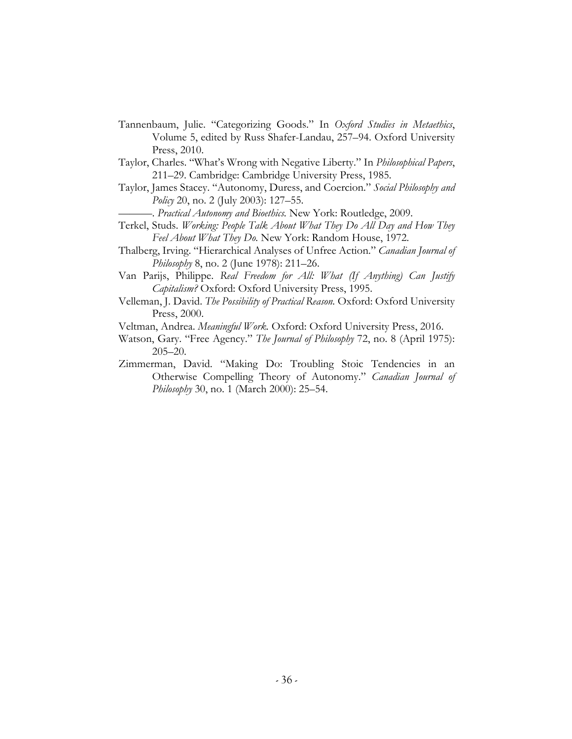Tannenbaum, Julie. "Categorizing Goods." In *Oxford Studies in Metaethics*, Volume 5, edited by Russ Shafer-Landau, 257–94. Oxford University Press, 2010.

Taylor, Charles. "What's Wrong with Negative Liberty." In *Philosophical Papers*, 211–29. Cambridge: Cambridge University Press, 1985.

Taylor, James Stacey. "Autonomy, Duress, and Coercion." *Social Philosophy and Policy* 20, no. 2 (July 2003): 127–55.

———. *Practical Autonomy and Bioethics.* New York: Routledge, 2009.

Terkel, Studs. *Working: People Talk About What They Do All Day and How They Feel About What They Do.* New York: Random House, 1972.

Thalberg, Irving. "Hierarchical Analyses of Unfree Action." *Canadian Journal of Philosophy* 8, no. 2 (June 1978): 211–26.

Van Parijs, Philippe. *Real Freedom for All: What (If Anything) Can Justify Capitalism?* Oxford: Oxford University Press, 1995.

Velleman, J. David. *The Possibility of Practical Reason.* Oxford: Oxford University Press, 2000.

Veltman, Andrea. *Meaningful Work.* Oxford: Oxford University Press, 2016.

Watson, Gary. "Free Agency." *The Journal of Philosophy* 72, no. 8 (April 1975): 205–20.

Zimmerman, David. "Making Do: Troubling Stoic Tendencies in an Otherwise Compelling Theory of Autonomy." *Canadian Journal of Philosophy* 30, no. 1 (March 2000): 25–54.